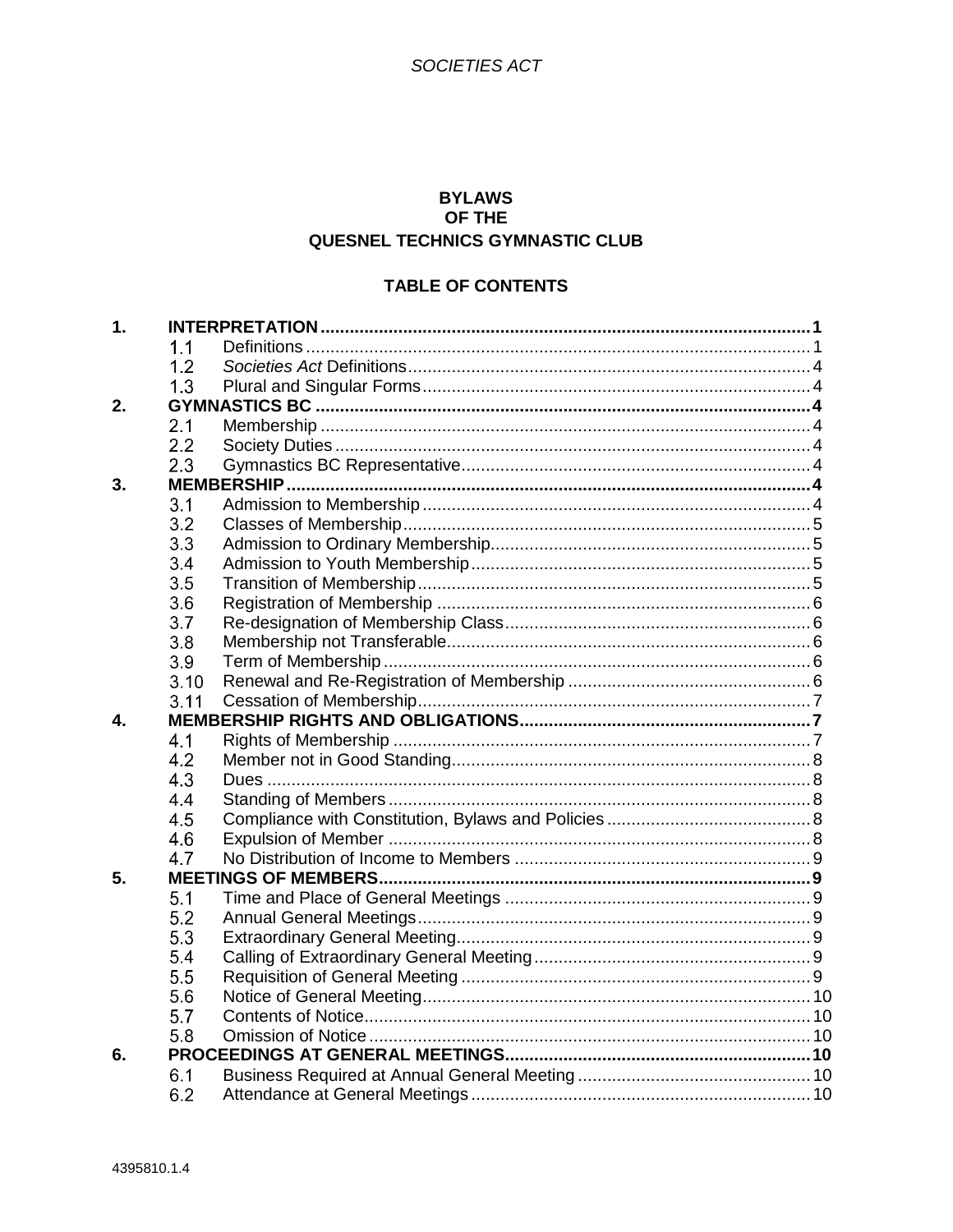*SOCIETIES ACT*

# BYLAWS
# OF THE
# QUESNEL TECHNICS GYMNASTIC CLUB

## TABLE OF CONTENTS

| | | | |
|---|---|---|---|
| **1.** | **INTERPRETATION** | | **1** |
| | 1.1 | Definitions | 1 |
| | 1.2 | *Societies Act* Definitions | 4 |
| | 1.3 | Plural and Singular Forms | 4 |
| **2.** | **GYMNASTICS BC** | | **4** |
| | 2.1 | Membership | 4 |
| | 2.2 | Society Duties | 4 |
| | 2.3 | Gymnastics BC Representative | 4 |
| **3.** | **MEMBERSHIP** | | **4** |
| | 3.1 | Admission to Membership | 4 |
| | 3.2 | Classes of Membership | 5 |
| | 3.3 | Admission to Ordinary Membership | 5 |
| | 3.4 | Admission to Youth Membership | 5 |
| | 3.5 | Transition of Membership | 5 |
| | 3.6 | Registration of Membership | 6 |
| | 3.7 | Re-designation of Membership Class | 6 |
| | 3.8 | Membership not Transferable | 6 |
| | 3.9 | Term of Membership | 6 |
| | 3.10 | Renewal and Re-Registration of Membership | 6 |
| | 3.11 | Cessation of Membership | 7 |
| **4.** | **MEMBERSHIP RIGHTS AND OBLIGATIONS** | | **7** |
| | 4.1 | Rights of Membership | 7 |
| | 4.2 | Member not in Good Standing | 8 |
| | 4.3 | Dues | 8 |
| | 4.4 | Standing of Members | 8 |
| | 4.5 | Compliance with Constitution, Bylaws and Policies | 8 |
| | 4.6 | Expulsion of Member | 8 |
| | 4.7 | No Distribution of Income to Members | 9 |
| **5.** | **MEETINGS OF MEMBERS** | | **9** |
| | 5.1 | Time and Place of General Meetings | 9 |
| | 5.2 | Annual General Meetings | 9 |
| | 5.3 | Extraordinary General Meeting | 9 |
| | 5.4 | Calling of Extraordinary General Meeting | 9 |
| | 5.5 | Requisition of General Meeting | 9 |
| | 5.6 | Notice of General Meeting | 10 |
| | 5.7 | Contents of Notice | 10 |
| | 5.8 | Omission of Notice | 10 |
| **6.** | **PROCEEDINGS AT GENERAL MEETINGS** | | **10** |
| | 6.1 | Business Required at Annual General Meeting | 10 |
| | 6.2 | Attendance at General Meetings | 10 |

4395810.1.4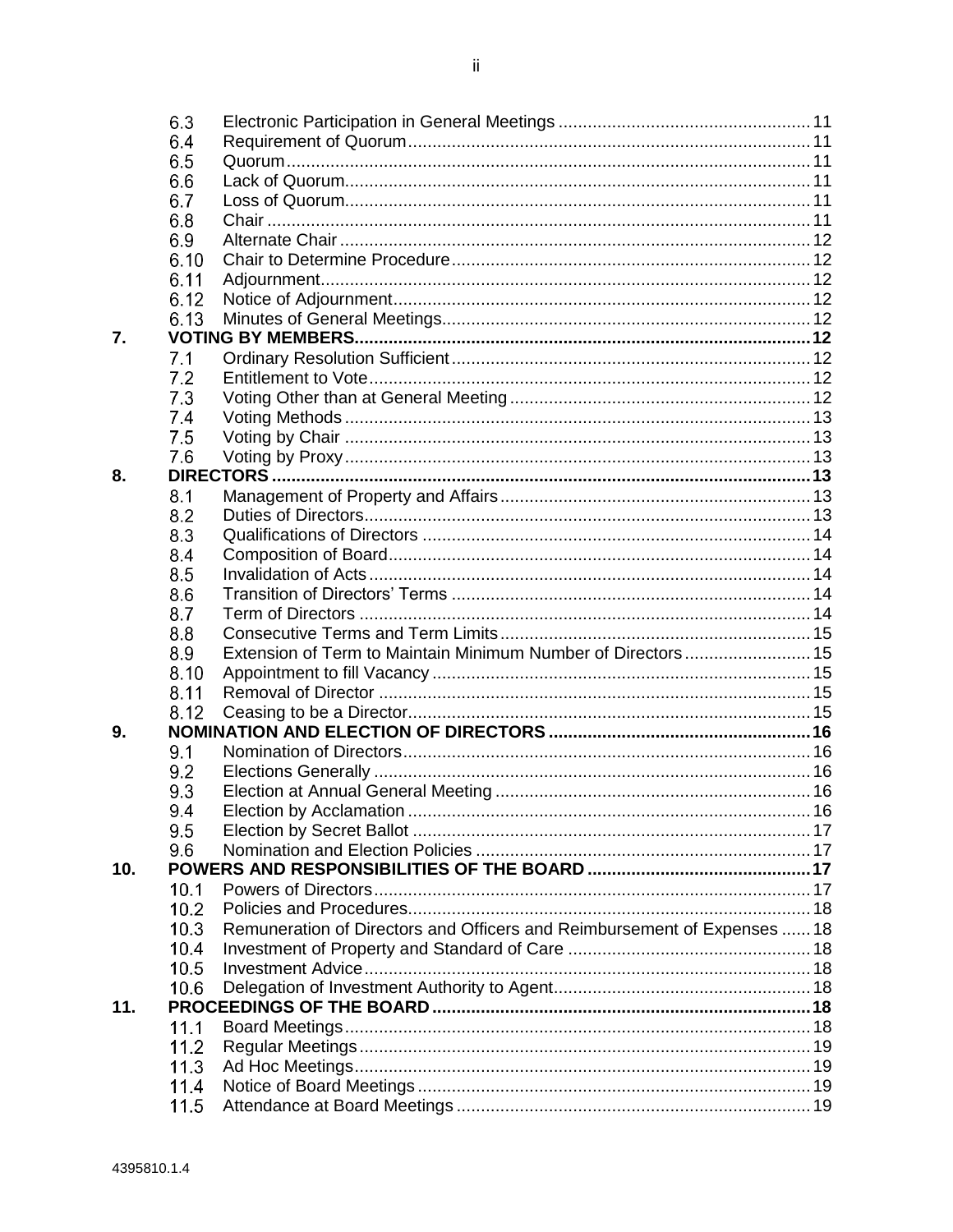| | | |
|---|---|---|
| 6.3 | Electronic Participation in General Meetings | 11 |
| 6.4 | Requirement of Quorum | 11 |
| 6.5 | Quorum | 11 |
| 6.6 | Lack of Quorum | 11 |
| 6.7 | Loss of Quorum | 11 |
| 6.8 | Chair | 11 |
| 6.9 | Alternate Chair | 12 |
| 6.10 | Chair to Determine Procedure | 12 |
| 6.11 | Adjournment | 12 |
| 6.12 | Notice of Adjournment | 12 |
| 6.13 | Minutes of General Meetings | 12 |
| **7.** | **VOTING BY MEMBERS** | **12** |
| 7.1 | Ordinary Resolution Sufficient | 12 |
| 7.2 | Entitlement to Vote | 12 |
| 7.3 | Voting Other than at General Meeting | 12 |
| 7.4 | Voting Methods | 13 |
| 7.5 | Voting by Chair | 13 |
| 7.6 | Voting by Proxy | 13 |
| **8.** | **DIRECTORS** | **13** |
| 8.1 | Management of Property and Affairs | 13 |
| 8.2 | Duties of Directors | 13 |
| 8.3 | Qualifications of Directors | 14 |
| 8.4 | Composition of Board | 14 |
| 8.5 | Invalidation of Acts | 14 |
| 8.6 | Transition of Directors' Terms | 14 |
| 8.7 | Term of Directors | 14 |
| 8.8 | Consecutive Terms and Term Limits | 15 |
| 8.9 | Extension of Term to Maintain Minimum Number of Directors | 15 |
| 8.10 | Appointment to fill Vacancy | 15 |
| 8.11 | Removal of Director | 15 |
| 8.12 | Ceasing to be a Director | 15 |
| **9.** | **NOMINATION AND ELECTION OF DIRECTORS** | **16** |
| 9.1 | Nomination of Directors | 16 |
| 9.2 | Elections Generally | 16 |
| 9.3 | Election at Annual General Meeting | 16 |
| 9.4 | Election by Acclamation | 16 |
| 9.5 | Election by Secret Ballot | 17 |
| 9.6 | Nomination and Election Policies | 17 |
| **10.** | **POWERS AND RESPONSIBILITIES OF THE BOARD** | **17** |
| 10.1 | Powers of Directors | 17 |
| 10.2 | Policies and Procedures | 18 |
| 10.3 | Remuneration of Directors and Officers and Reimbursement of Expenses | 18 |
| 10.4 | Investment of Property and Standard of Care | 18 |
| 10.5 | Investment Advice | 18 |
| 10.6 | Delegation of Investment Authority to Agent | 18 |
| **11.** | **PROCEEDINGS OF THE BOARD** | **18** |
| 11.1 | Board Meetings | 18 |
| 11.2 | Regular Meetings | 19 |
| 11.3 | Ad Hoc Meetings | 19 |
| 11.4 | Notice of Board Meetings | 19 |
| 11.5 | Attendance at Board Meetings | 19 |

4395810.1.4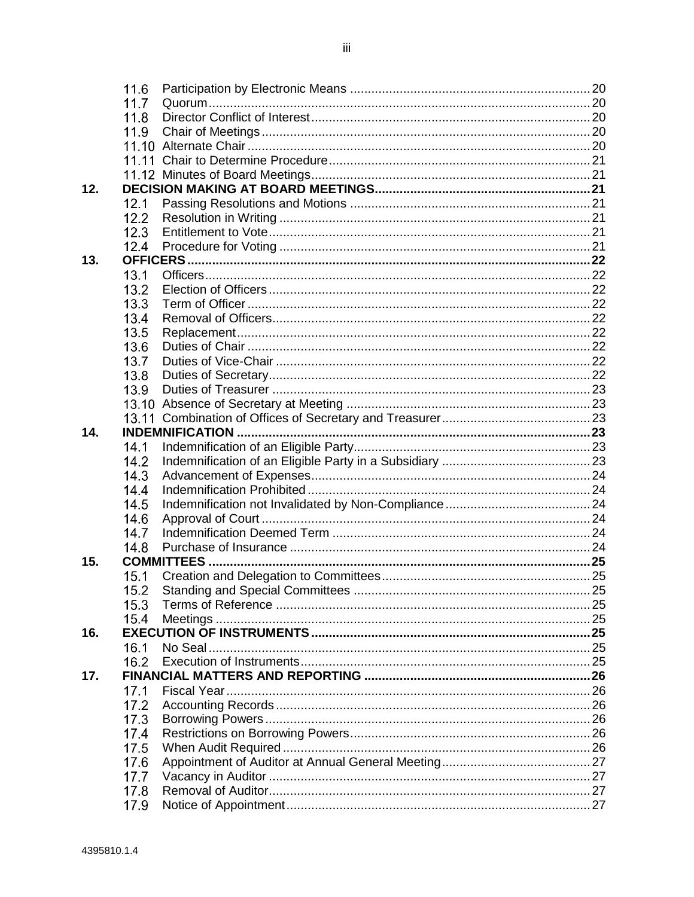| | | | |
|---|---|---|---|
| | 11.6 | Participation by Electronic Means | 20 |
| | 11.7 | Quorum | 20 |
| | 11.8 | Director Conflict of Interest | 20 |
| | 11.9 | Chair of Meetings | 20 |
| | 11.10 | Alternate Chair | 20 |
| | 11.11 | Chair to Determine Procedure | 21 |
| | 11.12 | Minutes of Board Meetings | 21 |
| **12.** | **DECISION MAKING AT BOARD MEETINGS** | | **21** |
| | 12.1 | Passing Resolutions and Motions | 21 |
| | 12.2 | Resolution in Writing | 21 |
| | 12.3 | Entitlement to Vote | 21 |
| | 12.4 | Procedure for Voting | 21 |
| **13.** | **OFFICERS** | | **22** |
| | 13.1 | Officers | 22 |
| | 13.2 | Election of Officers | 22 |
| | 13.3 | Term of Officer | 22 |
| | 13.4 | Removal of Officers | 22 |
| | 13.5 | Replacement | 22 |
| | 13.6 | Duties of Chair | 22 |
| | 13.7 | Duties of Vice-Chair | 22 |
| | 13.8 | Duties of Secretary | 22 |
| | 13.9 | Duties of Treasurer | 23 |
| | 13.10 | Absence of Secretary at Meeting | 23 |
| | 13.11 | Combination of Offices of Secretary and Treasurer | 23 |
| **14.** | **INDEMNIFICATION** | | **23** |
| | 14.1 | Indemnification of an Eligible Party | 23 |
| | 14.2 | Indemnification of an Eligible Party in a Subsidiary | 23 |
| | 14.3 | Advancement of Expenses | 24 |
| | 14.4 | Indemnification Prohibited | 24 |
| | 14.5 | Indemnification not Invalidated by Non-Compliance | 24 |
| | 14.6 | Approval of Court | 24 |
| | 14.7 | Indemnification Deemed Term | 24 |
| | 14.8 | Purchase of Insurance | 24 |
| **15.** | **COMMITTEES** | | **25** |
| | 15.1 | Creation and Delegation to Committees | 25 |
| | 15.2 | Standing and Special Committees | 25 |
| | 15.3 | Terms of Reference | 25 |
| | 15.4 | Meetings | 25 |
| **16.** | **EXECUTION OF INSTRUMENTS** | | **25** |
| | 16.1 | No Seal | 25 |
| | 16.2 | Execution of Instruments | 25 |
| **17.** | **FINANCIAL MATTERS AND REPORTING** | | **26** |
| | 17.1 | Fiscal Year | 26 |
| | 17.2 | Accounting Records | 26 |
| | 17.3 | Borrowing Powers | 26 |
| | 17.4 | Restrictions on Borrowing Powers | 26 |
| | 17.5 | When Audit Required | 26 |
| | 17.6 | Appointment of Auditor at Annual General Meeting | 27 |
| | 17.7 | Vacancy in Auditor | 27 |
| | 17.8 | Removal of Auditor | 27 |
| | 17.9 | Notice of Appointment | 27 |

4395810.1.4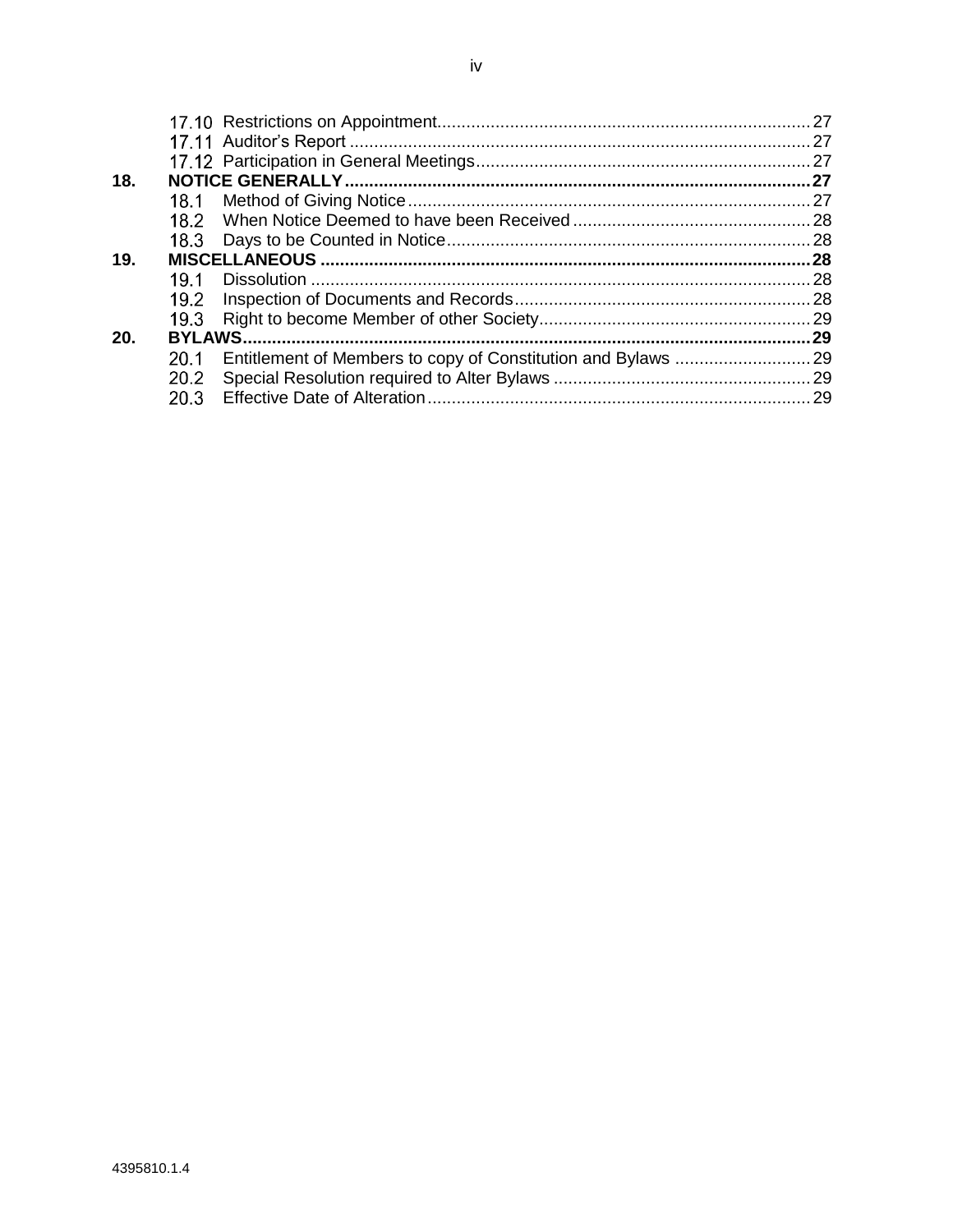| | | |
|---|---|---|
| | 17.10 Restrictions on Appointment | 27 |
| | 17.11 Auditor's Report | 27 |
| | 17.12 Participation in General Meetings | 27 |
| **18.** | **NOTICE GENERALLY** | **27** |
| | 18.1 Method of Giving Notice | 27 |
| | 18.2 When Notice Deemed to have been Received | 28 |
| | 18.3 Days to be Counted in Notice | 28 |
| **19.** | **MISCELLANEOUS** | **28** |
| | 19.1 Dissolution | 28 |
| | 19.2 Inspection of Documents and Records | 28 |
| | 19.3 Right to become Member of other Society | 29 |
| **20.** | **BYLAWS** | **29** |
| | 20.1 Entitlement of Members to copy of Constitution and Bylaws | 29 |
| | 20.2 Special Resolution required to Alter Bylaws | 29 |
| | 20.3 Effective Date of Alteration | 29 |

4395810.1.4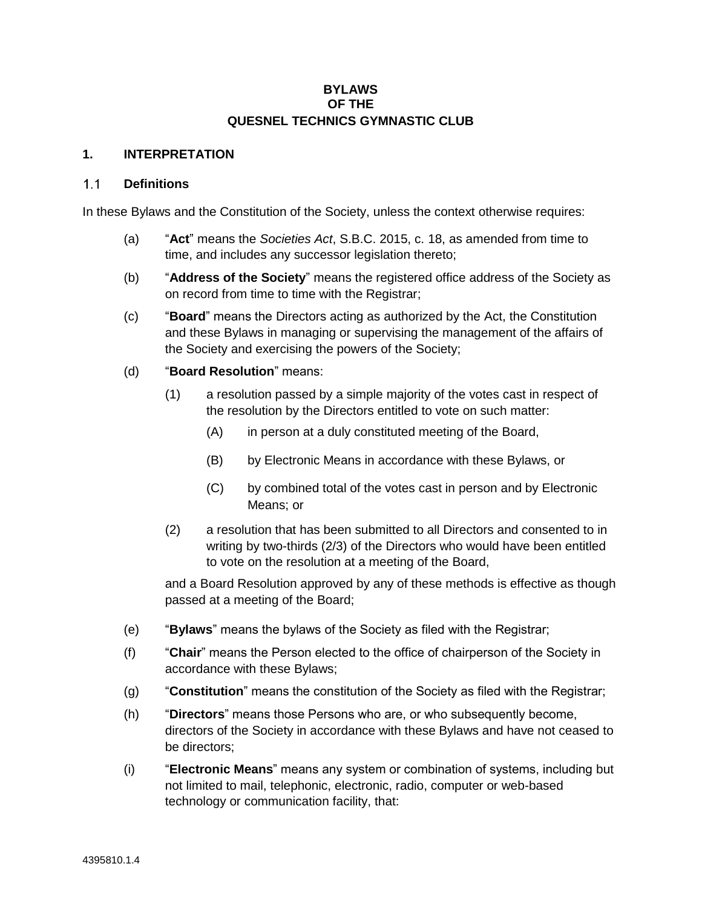**BYLAWS**
**OF THE**
**QUESNEL TECHNICS GYMNASTIC CLUB**

## 1. INTERPRETATION

### 1.1 Definitions

In these Bylaws and the Constitution of the Society, unless the context otherwise requires:

(a) "**Act**" means the *Societies Act*, S.B.C. 2015, c. 18, as amended from time to time, and includes any successor legislation thereto;

(b) "**Address of the Society**" means the registered office address of the Society as on record from time to time with the Registrar;

(c) "**Board**" means the Directors acting as authorized by the Act, the Constitution and these Bylaws in managing or supervising the management of the affairs of the Society and exercising the powers of the Society;

(d) "**Board Resolution**" means:

  (1) a resolution passed by a simple majority of the votes cast in respect of the resolution by the Directors entitled to vote on such matter:

    (A) in person at a duly constituted meeting of the Board,

    (B) by Electronic Means in accordance with these Bylaws, or

    (C) by combined total of the votes cast in person and by Electronic Means; or

  (2) a resolution that has been submitted to all Directors and consented to in writing by two-thirds (2/3) of the Directors who would have been entitled to vote on the resolution at a meeting of the Board,

  and a Board Resolution approved by any of these methods is effective as though passed at a meeting of the Board;

(e) "**Bylaws**" means the bylaws of the Society as filed with the Registrar;

(f) "**Chair**" means the Person elected to the office of chairperson of the Society in accordance with these Bylaws;

(g) "**Constitution**" means the constitution of the Society as filed with the Registrar;

(h) "**Directors**" means those Persons who are, or who subsequently become, directors of the Society in accordance with these Bylaws and have not ceased to be directors;

(i) "**Electronic Means**" means any system or combination of systems, including but not limited to mail, telephonic, electronic, radio, computer or web-based technology or communication facility, that: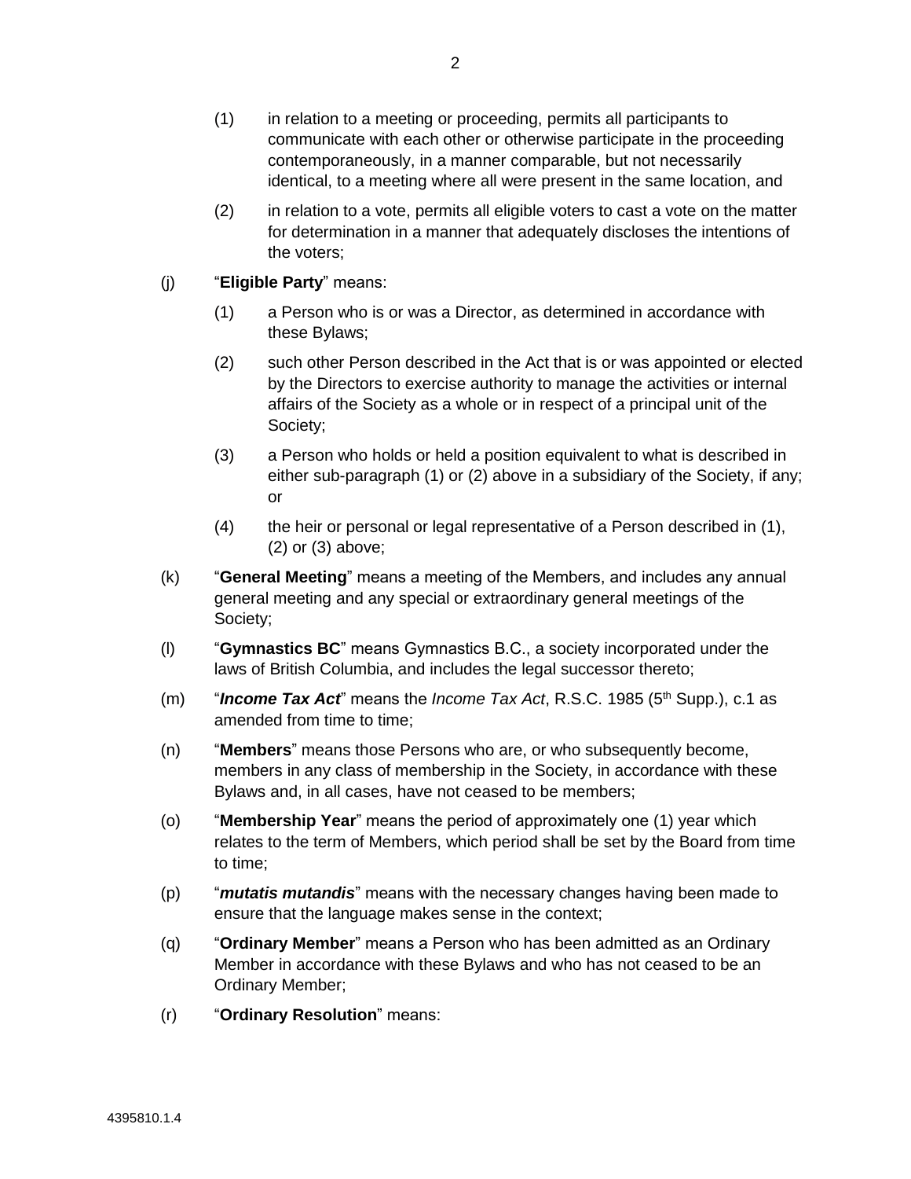(1) in relation to a meeting or proceeding, permits all participants to communicate with each other or otherwise participate in the proceeding contemporaneously, in a manner comparable, but not necessarily identical, to a meeting where all were present in the same location, and

(2) in relation to a vote, permits all eligible voters to cast a vote on the matter for determination in a manner that adequately discloses the intentions of the voters;

(j) "**Eligible Party**" means:

(1) a Person who is or was a Director, as determined in accordance with these Bylaws;

(2) such other Person described in the Act that is or was appointed or elected by the Directors to exercise authority to manage the activities or internal affairs of the Society as a whole or in respect of a principal unit of the Society;

(3) a Person who holds or held a position equivalent to what is described in either sub-paragraph (1) or (2) above in a subsidiary of the Society, if any; or

(4) the heir or personal or legal representative of a Person described in (1), (2) or (3) above;

(k) "**General Meeting**" means a meeting of the Members, and includes any annual general meeting and any special or extraordinary general meetings of the Society;

(l) "**Gymnastics BC**" means Gymnastics B.C., a society incorporated under the laws of British Columbia, and includes the legal successor thereto;

(m) "***Income Tax Act***" means the *Income Tax Act*, R.S.C. 1985 (5th Supp.), c.1 as amended from time to time;

(n) "**Members**" means those Persons who are, or who subsequently become, members in any class of membership in the Society, in accordance with these Bylaws and, in all cases, have not ceased to be members;

(o) "**Membership Year**" means the period of approximately one (1) year which relates to the term of Members, which period shall be set by the Board from time to time;

(p) "***mutatis mutandis***" means with the necessary changes having been made to ensure that the language makes sense in the context;

(q) "**Ordinary Member**" means a Person who has been admitted as an Ordinary Member in accordance with these Bylaws and who has not ceased to be an Ordinary Member;

(r) "**Ordinary Resolution**" means: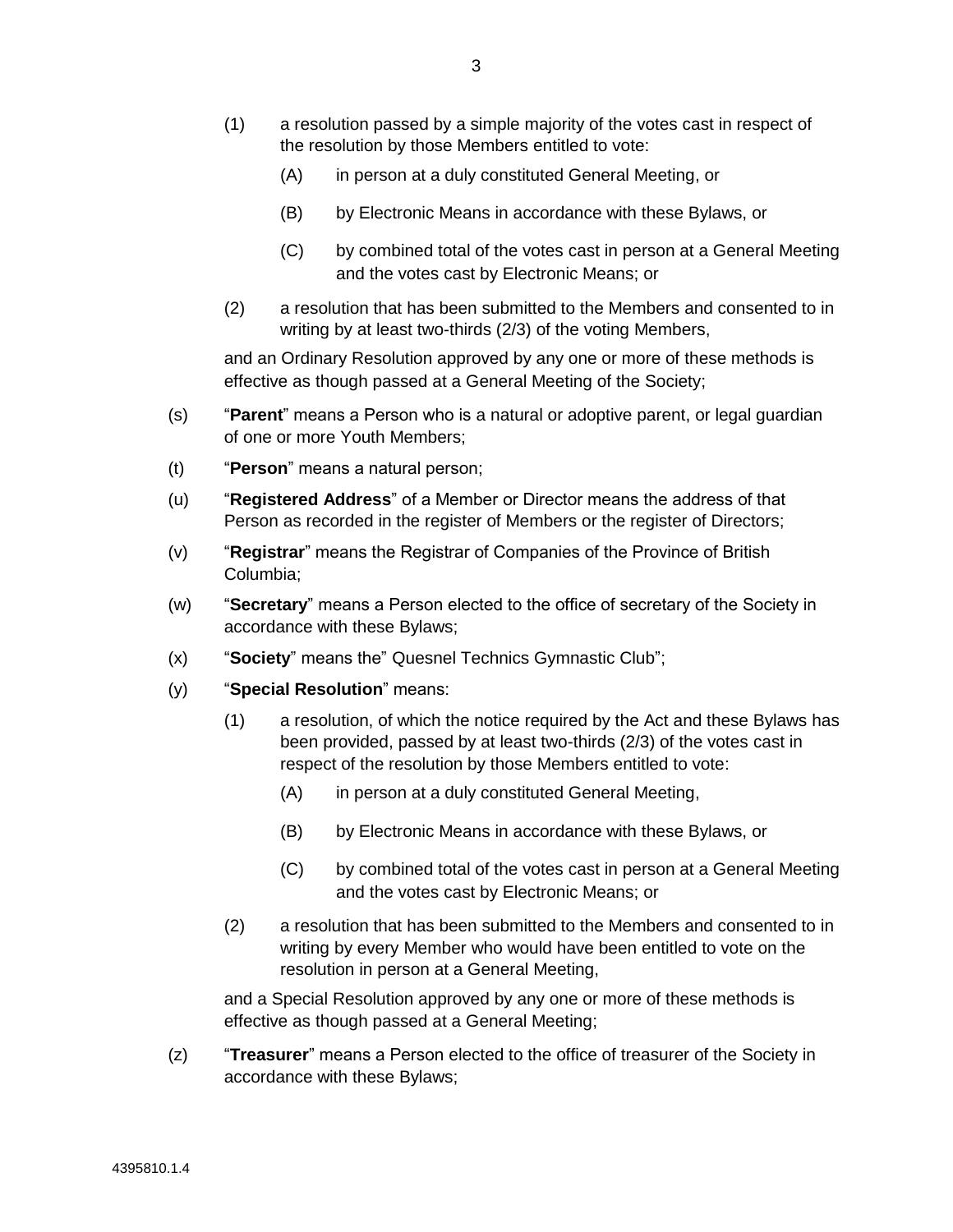(1) a resolution passed by a simple majority of the votes cast in respect of the resolution by those Members entitled to vote:

(A) in person at a duly constituted General Meeting, or

(B) by Electronic Means in accordance with these Bylaws, or

(C) by combined total of the votes cast in person at a General Meeting and the votes cast by Electronic Means; or

(2) a resolution that has been submitted to the Members and consented to in writing by at least two-thirds (2/3) of the voting Members,

and an Ordinary Resolution approved by any one or more of these methods is effective as though passed at a General Meeting of the Society;

(s) "**Parent**" means a Person who is a natural or adoptive parent, or legal guardian of one or more Youth Members;

(t) "**Person**" means a natural person;

(u) "**Registered Address**" of a Member or Director means the address of that Person as recorded in the register of Members or the register of Directors;

(v) "**Registrar**" means the Registrar of Companies of the Province of British Columbia;

(w) "**Secretary**" means a Person elected to the office of secretary of the Society in accordance with these Bylaws;

(x) "**Society**" means the" Quesnel Technics Gymnastic Club";

(y) "**Special Resolution**" means:

(1) a resolution, of which the notice required by the Act and these Bylaws has been provided, passed by at least two-thirds (2/3) of the votes cast in respect of the resolution by those Members entitled to vote:

(A) in person at a duly constituted General Meeting,

(B) by Electronic Means in accordance with these Bylaws, or

(C) by combined total of the votes cast in person at a General Meeting and the votes cast by Electronic Means; or

(2) a resolution that has been submitted to the Members and consented to in writing by every Member who would have been entitled to vote on the resolution in person at a General Meeting,

and a Special Resolution approved by any one or more of these methods is effective as though passed at a General Meeting;

(z) "**Treasurer**" means a Person elected to the office of treasurer of the Society in accordance with these Bylaws;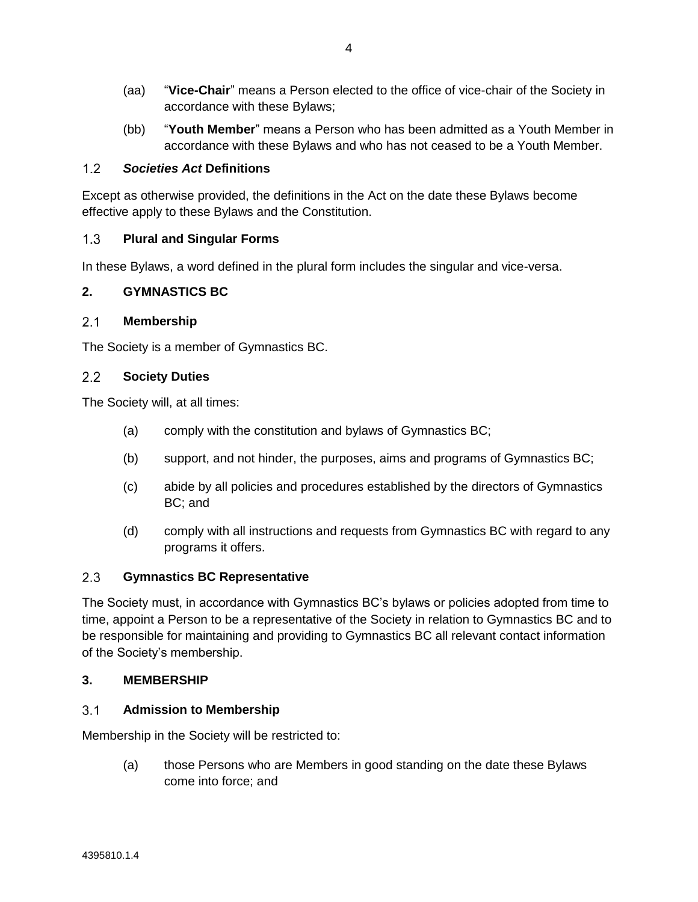(aa) "**Vice-Chair**" means a Person elected to the office of vice-chair of the Society in accordance with these Bylaws;

(bb) "**Youth Member**" means a Person who has been admitted as a Youth Member in accordance with these Bylaws and who has not ceased to be a Youth Member.

### 1.2 *Societies Act* Definitions

Except as otherwise provided, the definitions in the Act on the date these Bylaws become effective apply to these Bylaws and the Constitution.

### 1.3 Plural and Singular Forms

In these Bylaws, a word defined in the plural form includes the singular and vice-versa.

## 2. GYMNASTICS BC

### 2.1 Membership

The Society is a member of Gymnastics BC.

### 2.2 Society Duties

The Society will, at all times:

(a) comply with the constitution and bylaws of Gymnastics BC;

(b) support, and not hinder, the purposes, aims and programs of Gymnastics BC;

(c) abide by all policies and procedures established by the directors of Gymnastics BC; and

(d) comply with all instructions and requests from Gymnastics BC with regard to any programs it offers.

### 2.3 Gymnastics BC Representative

The Society must, in accordance with Gymnastics BC's bylaws or policies adopted from time to time, appoint a Person to be a representative of the Society in relation to Gymnastics BC and to be responsible for maintaining and providing to Gymnastics BC all relevant contact information of the Society's membership.

## 3. MEMBERSHIP

### 3.1 Admission to Membership

Membership in the Society will be restricted to:

(a) those Persons who are Members in good standing on the date these Bylaws come into force; and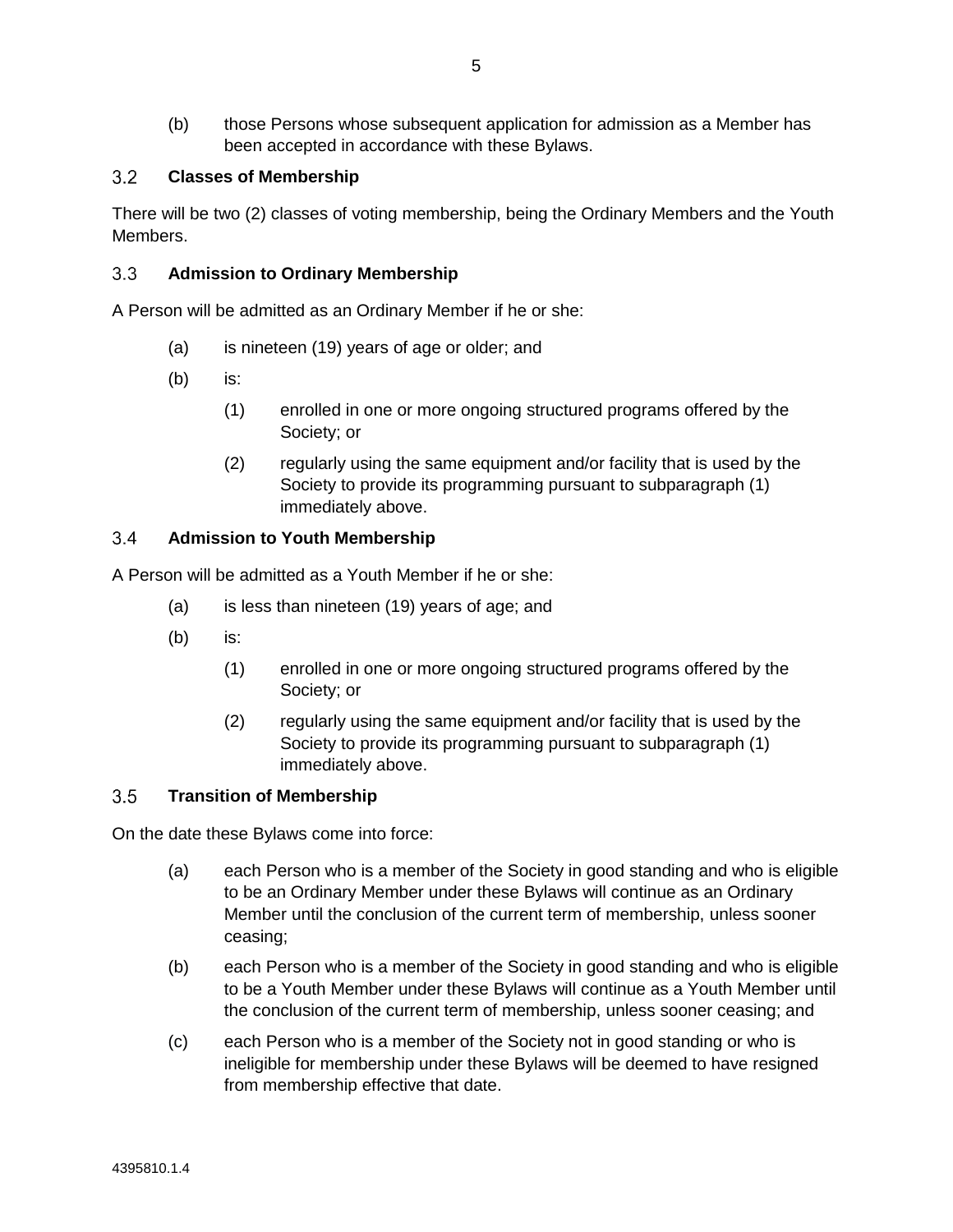(b) those Persons whose subsequent application for admission as a Member has been accepted in accordance with these Bylaws.

## 3.2 Classes of Membership

There will be two (2) classes of voting membership, being the Ordinary Members and the Youth Members.

## 3.3 Admission to Ordinary Membership

A Person will be admitted as an Ordinary Member if he or she:

- (a) is nineteen (19) years of age or older; and
- (b) is:
  - (1) enrolled in one or more ongoing structured programs offered by the Society; or
  - (2) regularly using the same equipment and/or facility that is used by the Society to provide its programming pursuant to subparagraph (1) immediately above.

## 3.4 Admission to Youth Membership

A Person will be admitted as a Youth Member if he or she:

- (a) is less than nineteen (19) years of age; and
- (b) is:
  - (1) enrolled in one or more ongoing structured programs offered by the Society; or
  - (2) regularly using the same equipment and/or facility that is used by the Society to provide its programming pursuant to subparagraph (1) immediately above.

## 3.5 Transition of Membership

On the date these Bylaws come into force:

- (a) each Person who is a member of the Society in good standing and who is eligible to be an Ordinary Member under these Bylaws will continue as an Ordinary Member until the conclusion of the current term of membership, unless sooner ceasing;
- (b) each Person who is a member of the Society in good standing and who is eligible to be a Youth Member under these Bylaws will continue as a Youth Member until the conclusion of the current term of membership, unless sooner ceasing; and
- (c) each Person who is a member of the Society not in good standing or who is ineligible for membership under these Bylaws will be deemed to have resigned from membership effective that date.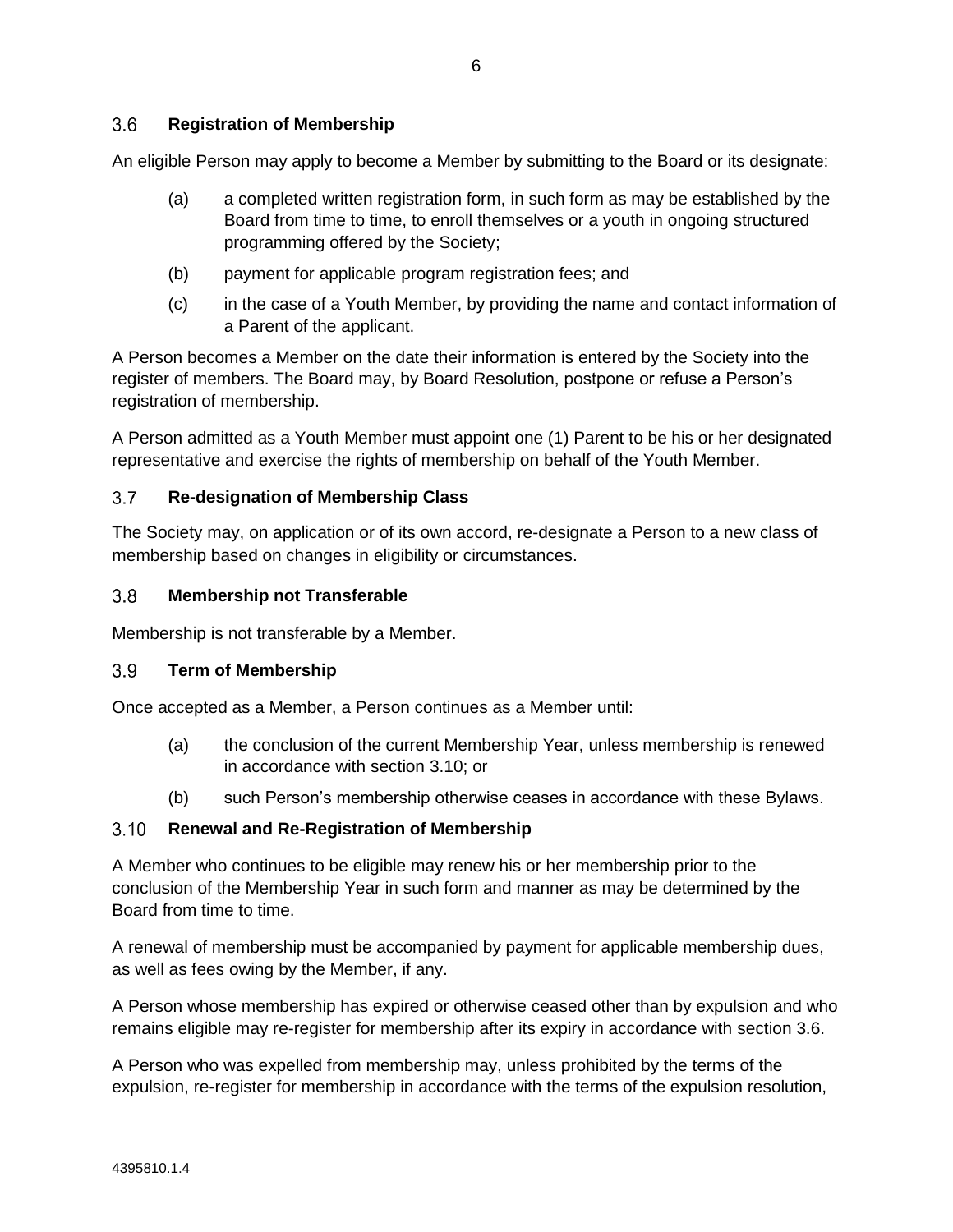### 3.6 **Registration of Membership**

An eligible Person may apply to become a Member by submitting to the Board or its designate:

(a) a completed written registration form, in such form as may be established by the Board from time to time, to enroll themselves or a youth in ongoing structured programming offered by the Society;

(b) payment for applicable program registration fees; and

(c) in the case of a Youth Member, by providing the name and contact information of a Parent of the applicant.

A Person becomes a Member on the date their information is entered by the Society into the register of members. The Board may, by Board Resolution, postpone or refuse a Person's registration of membership.

A Person admitted as a Youth Member must appoint one (1) Parent to be his or her designated representative and exercise the rights of membership on behalf of the Youth Member.

### 3.7 **Re-designation of Membership Class**

The Society may, on application or of its own accord, re-designate a Person to a new class of membership based on changes in eligibility or circumstances.

### 3.8 **Membership not Transferable**

Membership is not transferable by a Member.

### 3.9 **Term of Membership**

Once accepted as a Member, a Person continues as a Member until:

(a) the conclusion of the current Membership Year, unless membership is renewed in accordance with section 3.10; or

(b) such Person's membership otherwise ceases in accordance with these Bylaws.

### 3.10 **Renewal and Re-Registration of Membership**

A Member who continues to be eligible may renew his or her membership prior to the conclusion of the Membership Year in such form and manner as may be determined by the Board from time to time.

A renewal of membership must be accompanied by payment for applicable membership dues, as well as fees owing by the Member, if any.

A Person whose membership has expired or otherwise ceased other than by expulsion and who remains eligible may re-register for membership after its expiry in accordance with section 3.6.

A Person who was expelled from membership may, unless prohibited by the terms of the expulsion, re-register for membership in accordance with the terms of the expulsion resolution,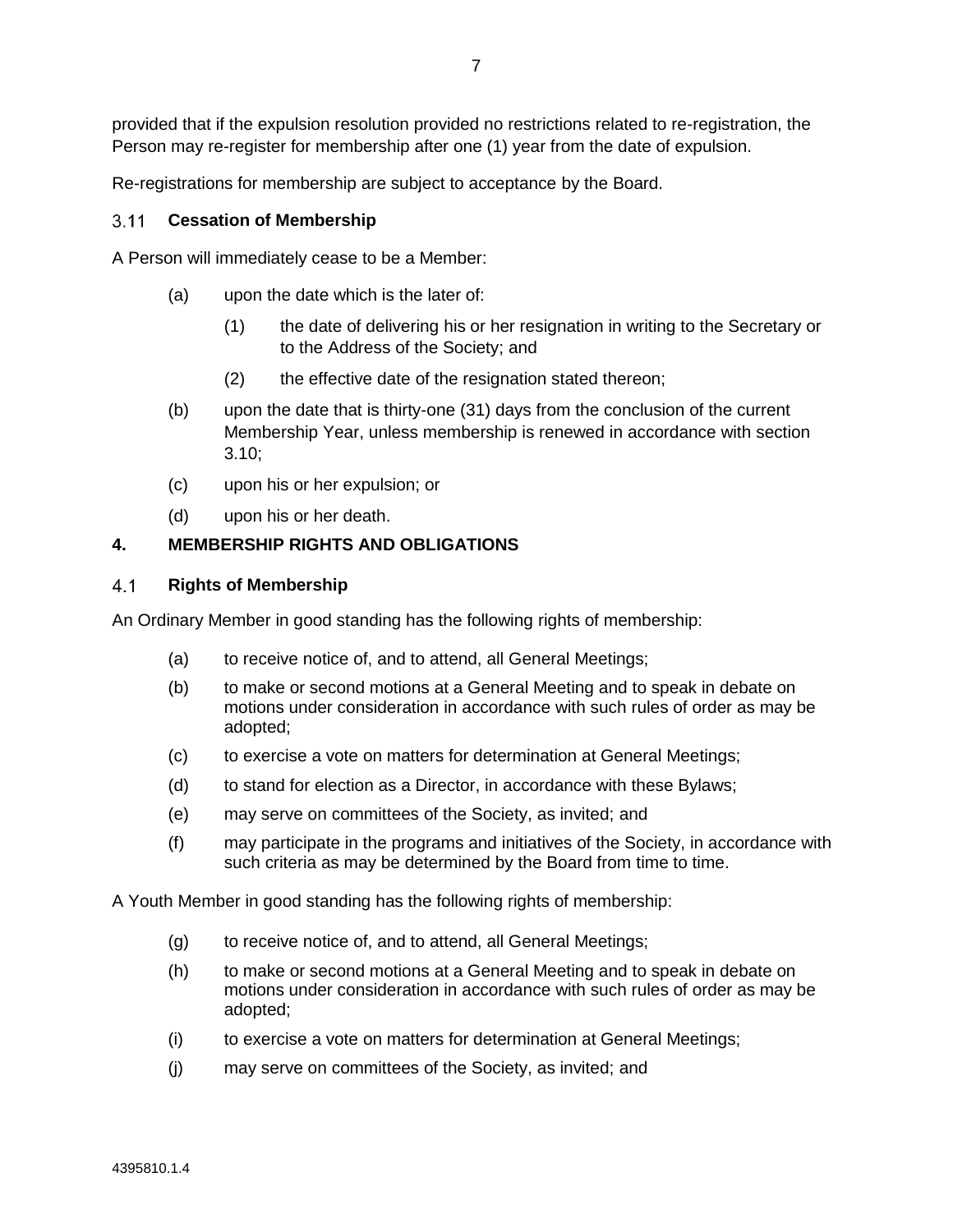provided that if the expulsion resolution provided no restrictions related to re-registration, the Person may re-register for membership after one (1) year from the date of expulsion.

Re-registrations for membership are subject to acceptance by the Board.

### 3.11 Cessation of Membership

A Person will immediately cease to be a Member:

(a) upon the date which is the later of:

  (1) the date of delivering his or her resignation in writing to the Secretary or to the Address of the Society; and

  (2) the effective date of the resignation stated thereon;

(b) upon the date that is thirty-one (31) days from the conclusion of the current Membership Year, unless membership is renewed in accordance with section 3.10;

(c) upon his or her expulsion; or

(d) upon his or her death.

## 4. MEMBERSHIP RIGHTS AND OBLIGATIONS

### 4.1 Rights of Membership

An Ordinary Member in good standing has the following rights of membership:

(a) to receive notice of, and to attend, all General Meetings;

(b) to make or second motions at a General Meeting and to speak in debate on motions under consideration in accordance with such rules of order as may be adopted;

(c) to exercise a vote on matters for determination at General Meetings;

(d) to stand for election as a Director, in accordance with these Bylaws;

(e) may serve on committees of the Society, as invited; and

(f) may participate in the programs and initiatives of the Society, in accordance with such criteria as may be determined by the Board from time to time.

A Youth Member in good standing has the following rights of membership:

(g) to receive notice of, and to attend, all General Meetings;

(h) to make or second motions at a General Meeting and to speak in debate on motions under consideration in accordance with such rules of order as may be adopted;

(i) to exercise a vote on matters for determination at General Meetings;

(j) may serve on committees of the Society, as invited; and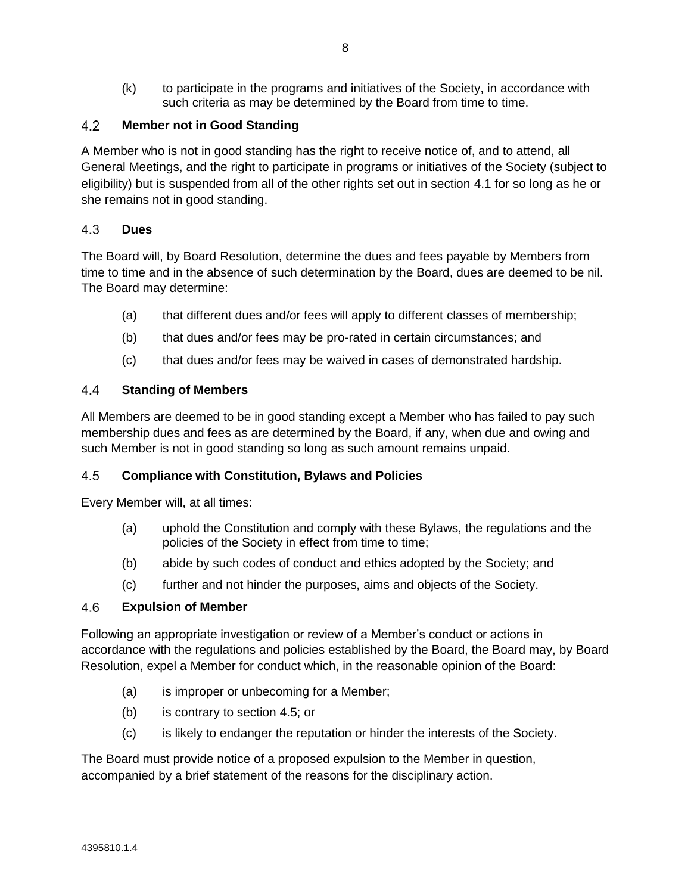(k) to participate in the programs and initiatives of the Society, in accordance with such criteria as may be determined by the Board from time to time.

### 4.2 Member not in Good Standing

A Member who is not in good standing has the right to receive notice of, and to attend, all General Meetings, and the right to participate in programs or initiatives of the Society (subject to eligibility) but is suspended from all of the other rights set out in section 4.1 for so long as he or she remains not in good standing.

### 4.3 Dues

The Board will, by Board Resolution, determine the dues and fees payable by Members from time to time and in the absence of such determination by the Board, dues are deemed to be nil. The Board may determine:

(a) that different dues and/or fees will apply to different classes of membership;

(b) that dues and/or fees may be pro-rated in certain circumstances; and

(c) that dues and/or fees may be waived in cases of demonstrated hardship.

### 4.4 Standing of Members

All Members are deemed to be in good standing except a Member who has failed to pay such membership dues and fees as are determined by the Board, if any, when due and owing and such Member is not in good standing so long as such amount remains unpaid.

### 4.5 Compliance with Constitution, Bylaws and Policies

Every Member will, at all times:

(a) uphold the Constitution and comply with these Bylaws, the regulations and the policies of the Society in effect from time to time;

(b) abide by such codes of conduct and ethics adopted by the Society; and

(c) further and not hinder the purposes, aims and objects of the Society.

### 4.6 Expulsion of Member

Following an appropriate investigation or review of a Member's conduct or actions in accordance with the regulations and policies established by the Board, the Board may, by Board Resolution, expel a Member for conduct which, in the reasonable opinion of the Board:

(a) is improper or unbecoming for a Member;

(b) is contrary to section 4.5; or

(c) is likely to endanger the reputation or hinder the interests of the Society.

The Board must provide notice of a proposed expulsion to the Member in question, accompanied by a brief statement of the reasons for the disciplinary action.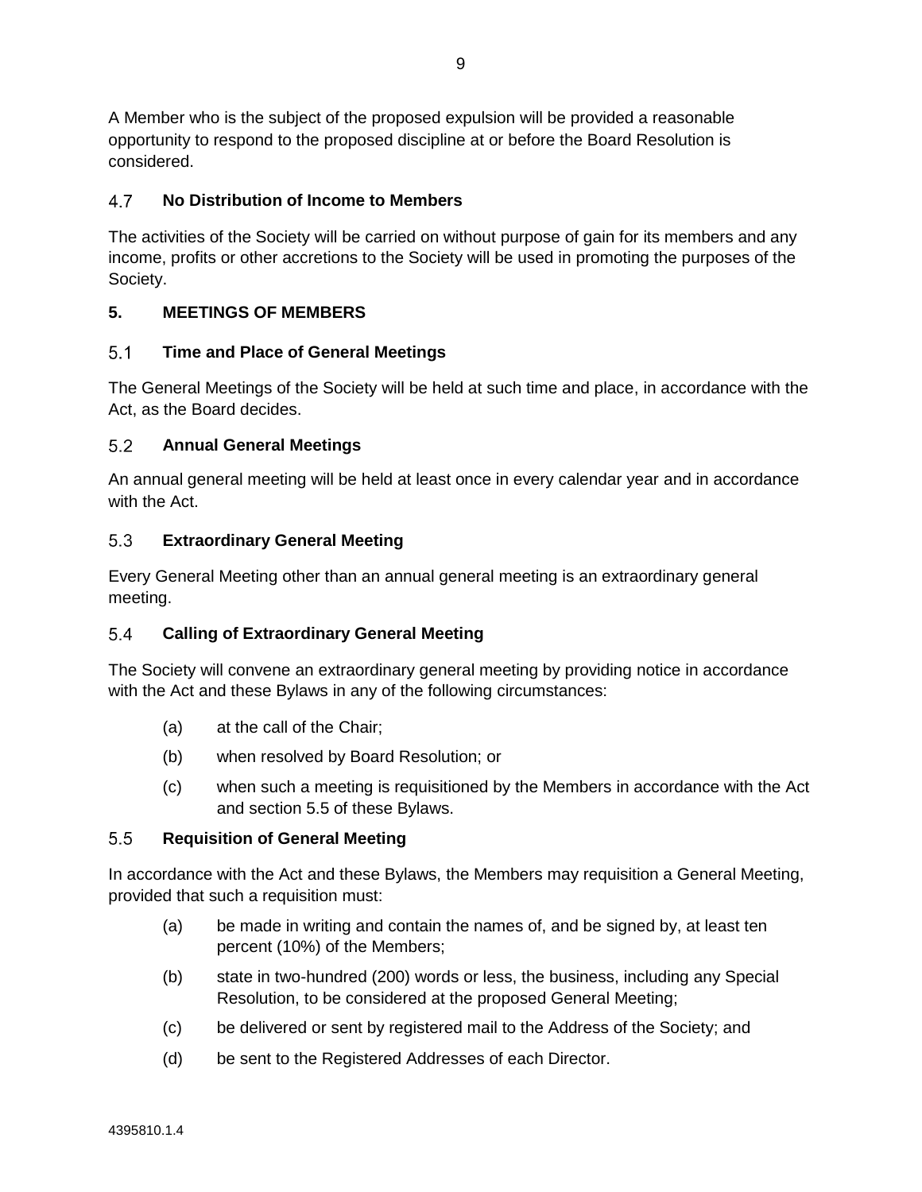A Member who is the subject of the proposed expulsion will be provided a reasonable opportunity to respond to the proposed discipline at or before the Board Resolution is considered.

### 4.7 No Distribution of Income to Members

The activities of the Society will be carried on without purpose of gain for its members and any income, profits or other accretions to the Society will be used in promoting the purposes of the Society.

## 5. MEETINGS OF MEMBERS

### 5.1 Time and Place of General Meetings

The General Meetings of the Society will be held at such time and place, in accordance with the Act, as the Board decides.

### 5.2 Annual General Meetings

An annual general meeting will be held at least once in every calendar year and in accordance with the Act.

### 5.3 Extraordinary General Meeting

Every General Meeting other than an annual general meeting is an extraordinary general meeting.

### 5.4 Calling of Extraordinary General Meeting

The Society will convene an extraordinary general meeting by providing notice in accordance with the Act and these Bylaws in any of the following circumstances:

(a) at the call of the Chair;

(b) when resolved by Board Resolution; or

(c) when such a meeting is requisitioned by the Members in accordance with the Act and section 5.5 of these Bylaws.

### 5.5 Requisition of General Meeting

In accordance with the Act and these Bylaws, the Members may requisition a General Meeting, provided that such a requisition must:

(a) be made in writing and contain the names of, and be signed by, at least ten percent (10%) of the Members;

(b) state in two-hundred (200) words or less, the business, including any Special Resolution, to be considered at the proposed General Meeting;

(c) be delivered or sent by registered mail to the Address of the Society; and

(d) be sent to the Registered Addresses of each Director.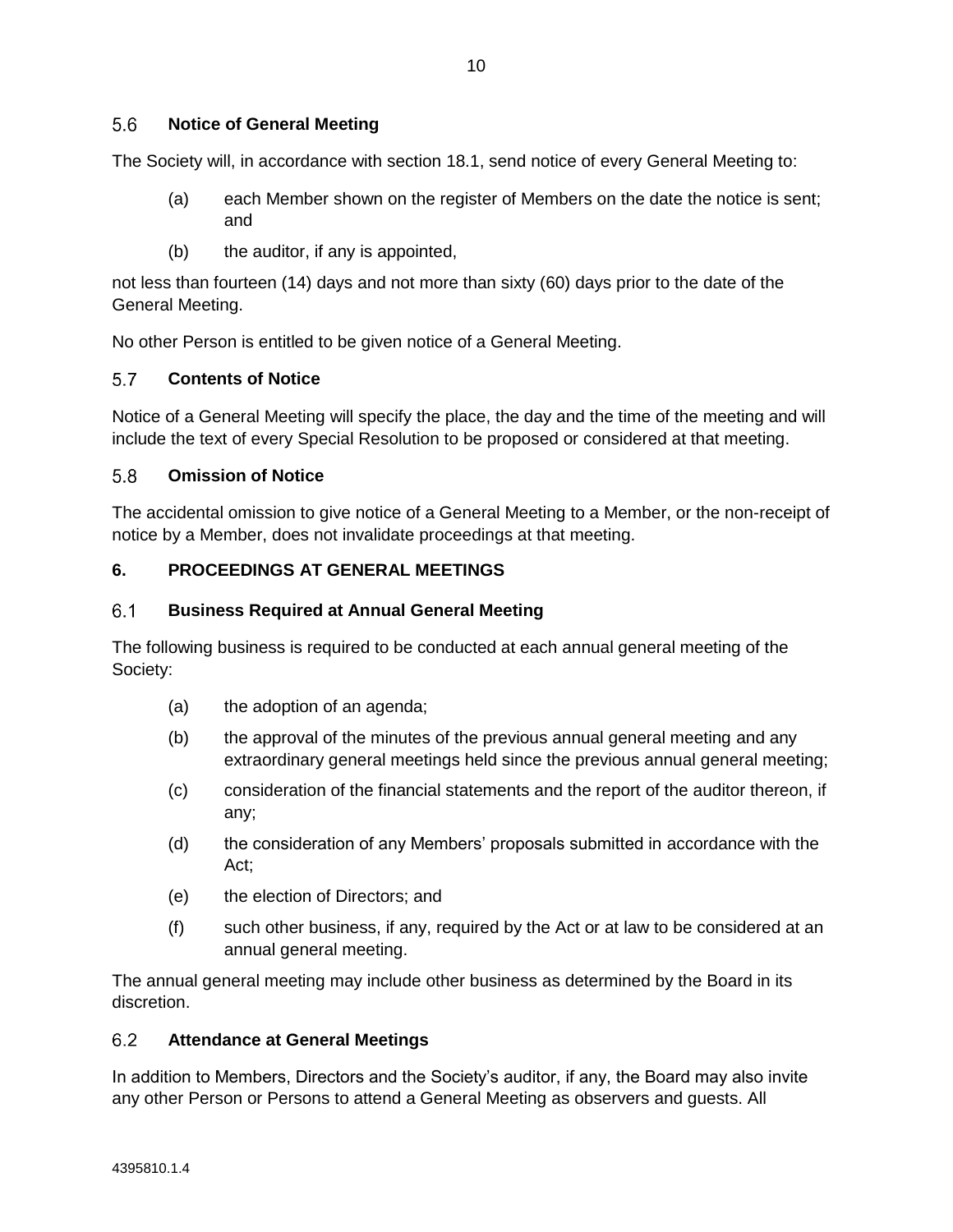### 5.6 Notice of General Meeting

The Society will, in accordance with section 18.1, send notice of every General Meeting to:

(a) each Member shown on the register of Members on the date the notice is sent; and

(b) the auditor, if any is appointed,

not less than fourteen (14) days and not more than sixty (60) days prior to the date of the General Meeting.

No other Person is entitled to be given notice of a General Meeting.

### 5.7 Contents of Notice

Notice of a General Meeting will specify the place, the day and the time of the meeting and will include the text of every Special Resolution to be proposed or considered at that meeting.

### 5.8 Omission of Notice

The accidental omission to give notice of a General Meeting to a Member, or the non-receipt of notice by a Member, does not invalidate proceedings at that meeting.

## 6. PROCEEDINGS AT GENERAL MEETINGS

### 6.1 Business Required at Annual General Meeting

The following business is required to be conducted at each annual general meeting of the Society:

(a) the adoption of an agenda;

(b) the approval of the minutes of the previous annual general meeting and any extraordinary general meetings held since the previous annual general meeting;

(c) consideration of the financial statements and the report of the auditor thereon, if any;

(d) the consideration of any Members' proposals submitted in accordance with the Act;

(e) the election of Directors; and

(f) such other business, if any, required by the Act or at law to be considered at an annual general meeting.

The annual general meeting may include other business as determined by the Board in its discretion.

### 6.2 Attendance at General Meetings

In addition to Members, Directors and the Society's auditor, if any, the Board may also invite any other Person or Persons to attend a General Meeting as observers and guests. All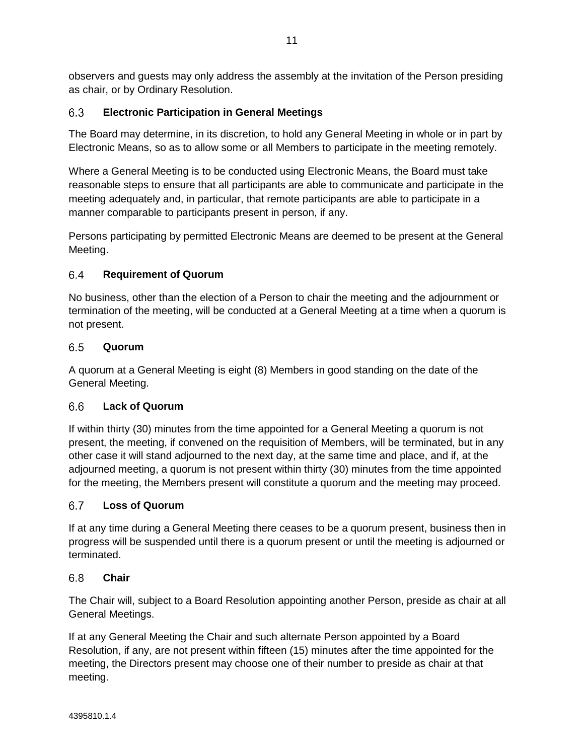observers and guests may only address the assembly at the invitation of the Person presiding as chair, or by Ordinary Resolution.

### 6.3 Electronic Participation in General Meetings

The Board may determine, in its discretion, to hold any General Meeting in whole or in part by Electronic Means, so as to allow some or all Members to participate in the meeting remotely.

Where a General Meeting is to be conducted using Electronic Means, the Board must take reasonable steps to ensure that all participants are able to communicate and participate in the meeting adequately and, in particular, that remote participants are able to participate in a manner comparable to participants present in person, if any.

Persons participating by permitted Electronic Means are deemed to be present at the General Meeting.

### 6.4 Requirement of Quorum

No business, other than the election of a Person to chair the meeting and the adjournment or termination of the meeting, will be conducted at a General Meeting at a time when a quorum is not present.

### 6.5 Quorum

A quorum at a General Meeting is eight (8) Members in good standing on the date of the General Meeting.

### 6.6 Lack of Quorum

If within thirty (30) minutes from the time appointed for a General Meeting a quorum is not present, the meeting, if convened on the requisition of Members, will be terminated, but in any other case it will stand adjourned to the next day, at the same time and place, and if, at the adjourned meeting, a quorum is not present within thirty (30) minutes from the time appointed for the meeting, the Members present will constitute a quorum and the meeting may proceed.

### 6.7 Loss of Quorum

If at any time during a General Meeting there ceases to be a quorum present, business then in progress will be suspended until there is a quorum present or until the meeting is adjourned or terminated.

### 6.8 Chair

The Chair will, subject to a Board Resolution appointing another Person, preside as chair at all General Meetings.

If at any General Meeting the Chair and such alternate Person appointed by a Board Resolution, if any, are not present within fifteen (15) minutes after the time appointed for the meeting, the Directors present may choose one of their number to preside as chair at that meeting.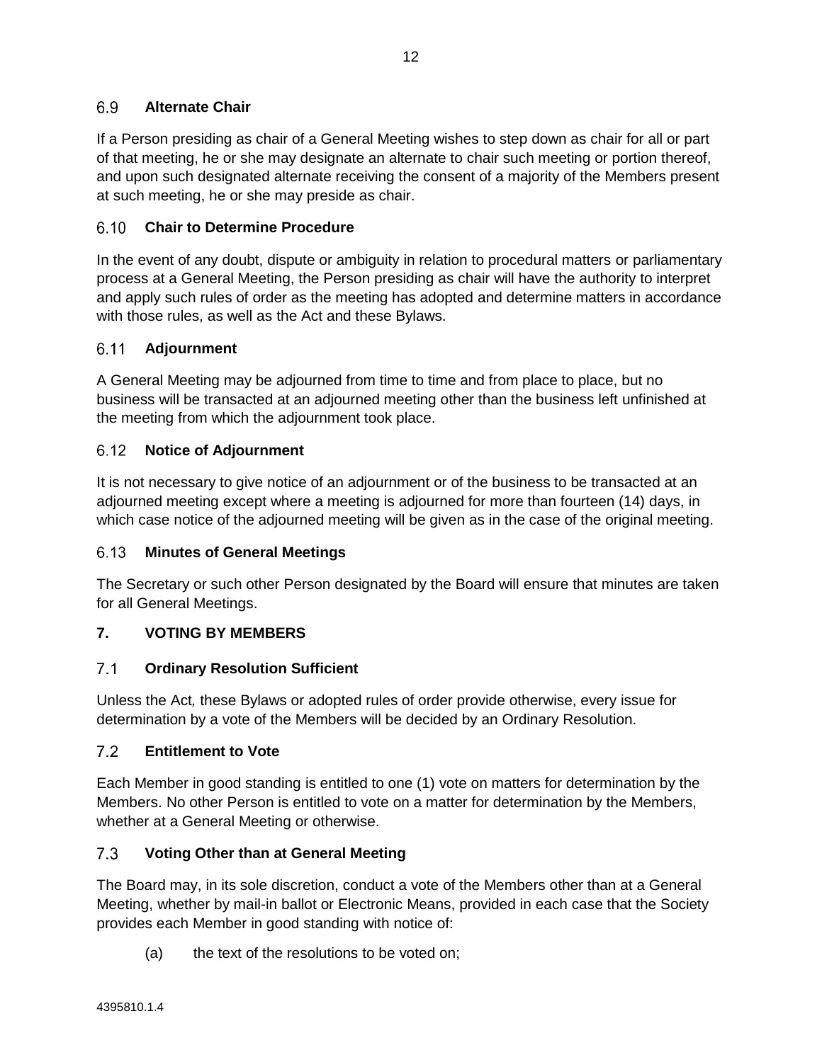### 6.9 Alternate Chair

If a Person presiding as chair of a General Meeting wishes to step down as chair for all or part of that meeting, he or she may designate an alternate to chair such meeting or portion thereof, and upon such designated alternate receiving the consent of a majority of the Members present at such meeting, he or she may preside as chair.

### 6.10 Chair to Determine Procedure

In the event of any doubt, dispute or ambiguity in relation to procedural matters or parliamentary process at a General Meeting, the Person presiding as chair will have the authority to interpret and apply such rules of order as the meeting has adopted and determine matters in accordance with those rules, as well as the Act and these Bylaws.

### 6.11 Adjournment

A General Meeting may be adjourned from time to time and from place to place, but no business will be transacted at an adjourned meeting other than the business left unfinished at the meeting from which the adjournment took place.

### 6.12 Notice of Adjournment

It is not necessary to give notice of an adjournment or of the business to be transacted at an adjourned meeting except where a meeting is adjourned for more than fourteen (14) days, in which case notice of the adjourned meeting will be given as in the case of the original meeting.

### 6.13 Minutes of General Meetings

The Secretary or such other Person designated by the Board will ensure that minutes are taken for all General Meetings.

## 7. VOTING BY MEMBERS

### 7.1 Ordinary Resolution Sufficient

Unless the Act*,* these Bylaws or adopted rules of order provide otherwise, every issue for determination by a vote of the Members will be decided by an Ordinary Resolution.

### 7.2 Entitlement to Vote

Each Member in good standing is entitled to one (1) vote on matters for determination by the Members. No other Person is entitled to vote on a matter for determination by the Members, whether at a General Meeting or otherwise.

### 7.3 Voting Other than at General Meeting

The Board may, in its sole discretion, conduct a vote of the Members other than at a General Meeting, whether by mail-in ballot or Electronic Means, provided in each case that the Society provides each Member in good standing with notice of:

(a) the text of the resolutions to be voted on;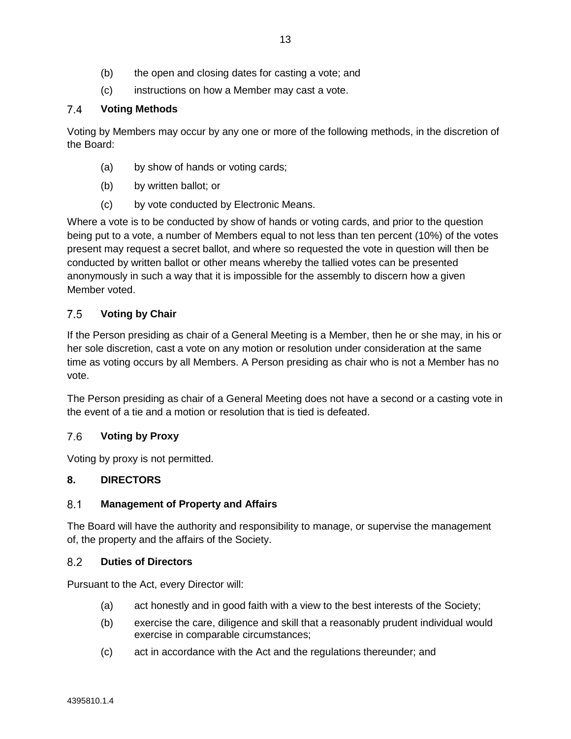(b) the open and closing dates for casting a vote; and

(c) instructions on how a Member may cast a vote.

### 7.4 Voting Methods

Voting by Members may occur by any one or more of the following methods, in the discretion of the Board:

(a) by show of hands or voting cards;

(b) by written ballot; or

(c) by vote conducted by Electronic Means.

Where a vote is to be conducted by show of hands or voting cards, and prior to the question being put to a vote, a number of Members equal to not less than ten percent (10%) of the votes present may request a secret ballot, and where so requested the vote in question will then be conducted by written ballot or other means whereby the tallied votes can be presented anonymously in such a way that it is impossible for the assembly to discern how a given Member voted.

### 7.5 Voting by Chair

If the Person presiding as chair of a General Meeting is a Member, then he or she may, in his or her sole discretion, cast a vote on any motion or resolution under consideration at the same time as voting occurs by all Members. A Person presiding as chair who is not a Member has no vote.

The Person presiding as chair of a General Meeting does not have a second or a casting vote in the event of a tie and a motion or resolution that is tied is defeated.

### 7.6 Voting by Proxy

Voting by proxy is not permitted.

## 8. DIRECTORS

### 8.1 Management of Property and Affairs

The Board will have the authority and responsibility to manage, or supervise the management of, the property and the affairs of the Society.

### 8.2 Duties of Directors

Pursuant to the Act, every Director will:

(a) act honestly and in good faith with a view to the best interests of the Society;

(b) exercise the care, diligence and skill that a reasonably prudent individual would exercise in comparable circumstances;

(c) act in accordance with the Act and the regulations thereunder; and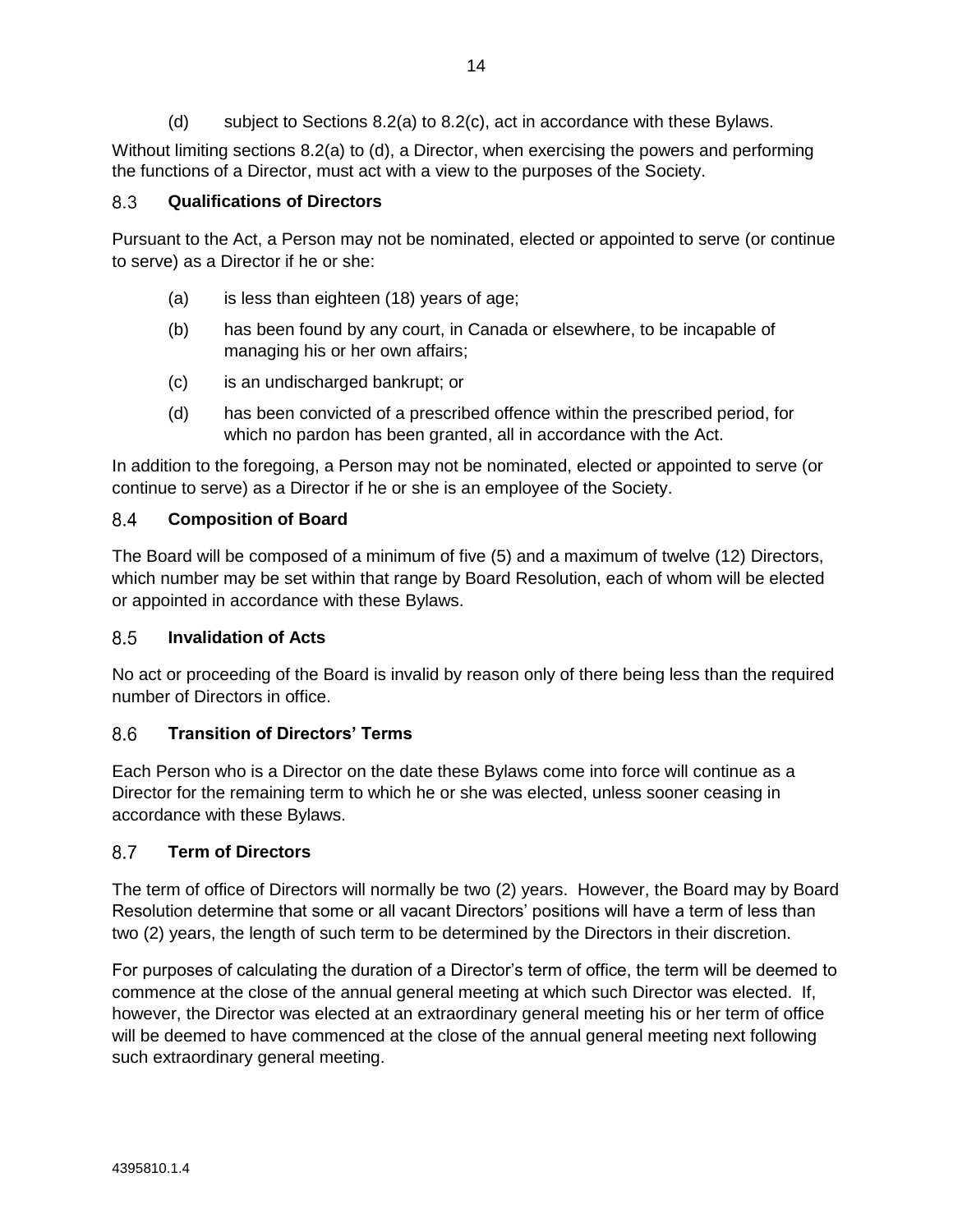(d) subject to Sections 8.2(a) to 8.2(c), act in accordance with these Bylaws.

Without limiting sections 8.2(a) to (d), a Director, when exercising the powers and performing the functions of a Director, must act with a view to the purposes of the Society.

### 8.3 Qualifications of Directors

Pursuant to the Act, a Person may not be nominated, elected or appointed to serve (or continue to serve) as a Director if he or she:

(a) is less than eighteen (18) years of age;

(b) has been found by any court, in Canada or elsewhere, to be incapable of managing his or her own affairs;

(c) is an undischarged bankrupt; or

(d) has been convicted of a prescribed offence within the prescribed period, for which no pardon has been granted, all in accordance with the Act.

In addition to the foregoing, a Person may not be nominated, elected or appointed to serve (or continue to serve) as a Director if he or she is an employee of the Society.

### 8.4 Composition of Board

The Board will be composed of a minimum of five (5) and a maximum of twelve (12) Directors, which number may be set within that range by Board Resolution, each of whom will be elected or appointed in accordance with these Bylaws.

### 8.5 Invalidation of Acts

No act or proceeding of the Board is invalid by reason only of there being less than the required number of Directors in office.

### 8.6 Transition of Directors' Terms

Each Person who is a Director on the date these Bylaws come into force will continue as a Director for the remaining term to which he or she was elected, unless sooner ceasing in accordance with these Bylaws.

### 8.7 Term of Directors

The term of office of Directors will normally be two (2) years. However, the Board may by Board Resolution determine that some or all vacant Directors' positions will have a term of less than two (2) years, the length of such term to be determined by the Directors in their discretion.

For purposes of calculating the duration of a Director's term of office, the term will be deemed to commence at the close of the annual general meeting at which such Director was elected. If, however, the Director was elected at an extraordinary general meeting his or her term of office will be deemed to have commenced at the close of the annual general meeting next following such extraordinary general meeting.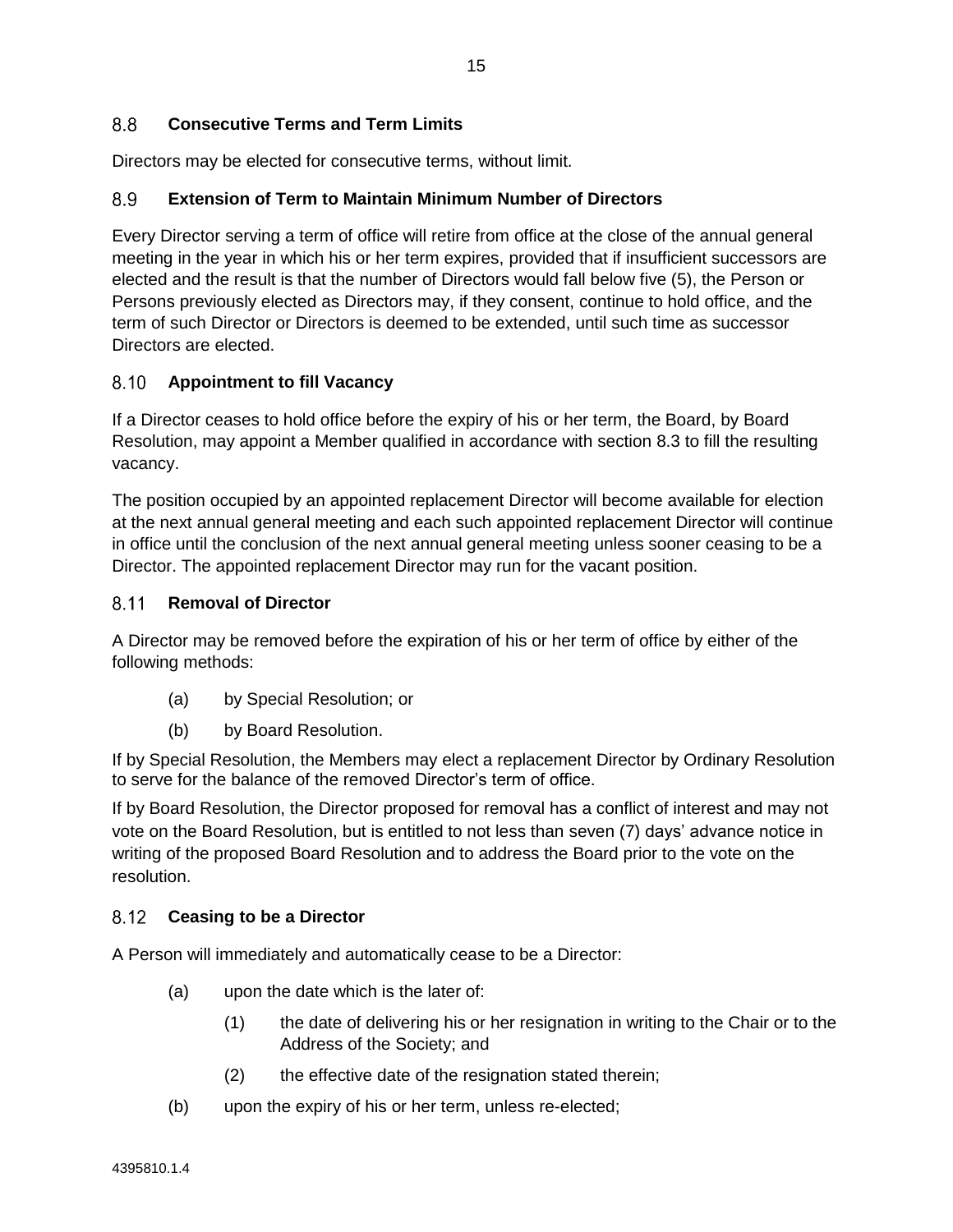### 8.8 Consecutive Terms and Term Limits

Directors may be elected for consecutive terms, without limit.

### 8.9 Extension of Term to Maintain Minimum Number of Directors

Every Director serving a term of office will retire from office at the close of the annual general meeting in the year in which his or her term expires, provided that if insufficient successors are elected and the result is that the number of Directors would fall below five (5), the Person or Persons previously elected as Directors may, if they consent, continue to hold office, and the term of such Director or Directors is deemed to be extended, until such time as successor Directors are elected.

### 8.10 Appointment to fill Vacancy

If a Director ceases to hold office before the expiry of his or her term, the Board, by Board Resolution, may appoint a Member qualified in accordance with section 8.3 to fill the resulting vacancy.

The position occupied by an appointed replacement Director will become available for election at the next annual general meeting and each such appointed replacement Director will continue in office until the conclusion of the next annual general meeting unless sooner ceasing to be a Director. The appointed replacement Director may run for the vacant position.

### 8.11 Removal of Director

A Director may be removed before the expiration of his or her term of office by either of the following methods:

(a) by Special Resolution; or

(b) by Board Resolution.

If by Special Resolution, the Members may elect a replacement Director by Ordinary Resolution to serve for the balance of the removed Director's term of office.

If by Board Resolution, the Director proposed for removal has a conflict of interest and may not vote on the Board Resolution, but is entitled to not less than seven (7) days' advance notice in writing of the proposed Board Resolution and to address the Board prior to the vote on the resolution.

### 8.12 Ceasing to be a Director

A Person will immediately and automatically cease to be a Director:

(a) upon the date which is the later of:

  (1) the date of delivering his or her resignation in writing to the Chair or to the Address of the Society; and

  (2) the effective date of the resignation stated therein;

(b) upon the expiry of his or her term, unless re-elected;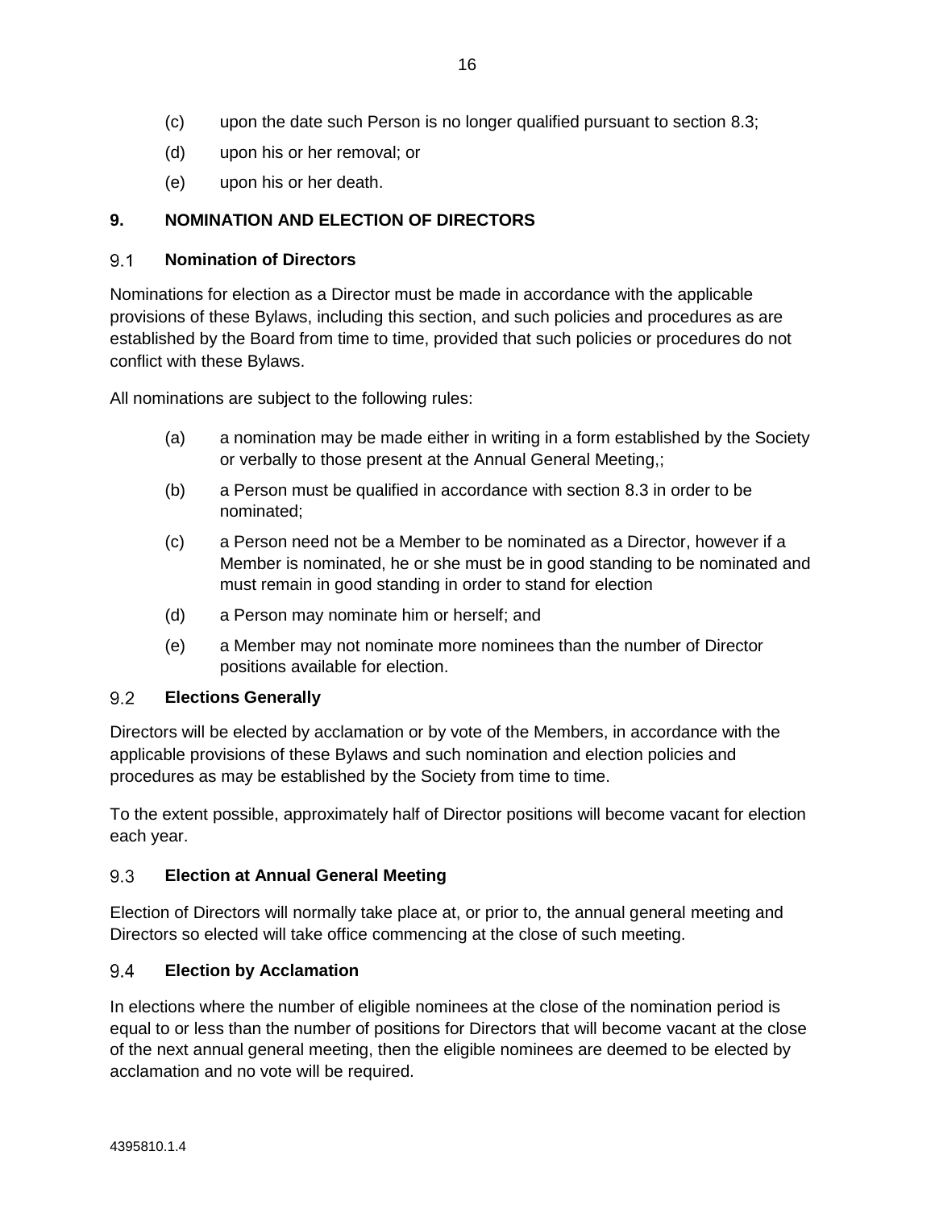(c) upon the date such Person is no longer qualified pursuant to section 8.3;

(d) upon his or her removal; or

(e) upon his or her death.

## 9. NOMINATION AND ELECTION OF DIRECTORS

### 9.1 Nomination of Directors

Nominations for election as a Director must be made in accordance with the applicable provisions of these Bylaws, including this section, and such policies and procedures as are established by the Board from time to time, provided that such policies or procedures do not conflict with these Bylaws.

All nominations are subject to the following rules:

(a) a nomination may be made either in writing in a form established by the Society or verbally to those present at the Annual General Meeting,;

(b) a Person must be qualified in accordance with section 8.3 in order to be nominated;

(c) a Person need not be a Member to be nominated as a Director, however if a Member is nominated, he or she must be in good standing to be nominated and must remain in good standing in order to stand for election

(d) a Person may nominate him or herself; and

(e) a Member may not nominate more nominees than the number of Director positions available for election.

### 9.2 Elections Generally

Directors will be elected by acclamation or by vote of the Members, in accordance with the applicable provisions of these Bylaws and such nomination and election policies and procedures as may be established by the Society from time to time.

To the extent possible, approximately half of Director positions will become vacant for election each year.

### 9.3 Election at Annual General Meeting

Election of Directors will normally take place at, or prior to, the annual general meeting and Directors so elected will take office commencing at the close of such meeting.

### 9.4 Election by Acclamation

In elections where the number of eligible nominees at the close of the nomination period is equal to or less than the number of positions for Directors that will become vacant at the close of the next annual general meeting, then the eligible nominees are deemed to be elected by acclamation and no vote will be required.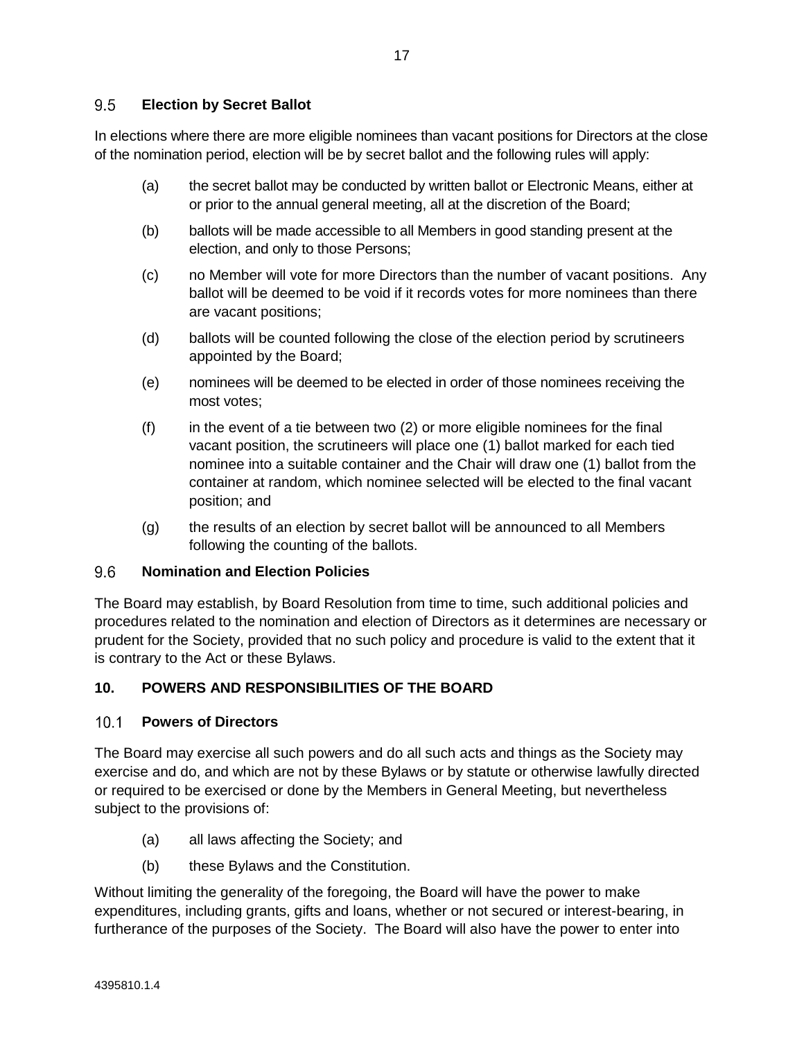### 9.5 Election by Secret Ballot

In elections where there are more eligible nominees than vacant positions for Directors at the close of the nomination period, election will be by secret ballot and the following rules will apply:

(a) the secret ballot may be conducted by written ballot or Electronic Means, either at or prior to the annual general meeting, all at the discretion of the Board;

(b) ballots will be made accessible to all Members in good standing present at the election, and only to those Persons;

(c) no Member will vote for more Directors than the number of vacant positions. Any ballot will be deemed to be void if it records votes for more nominees than there are vacant positions;

(d) ballots will be counted following the close of the election period by scrutineers appointed by the Board;

(e) nominees will be deemed to be elected in order of those nominees receiving the most votes;

(f) in the event of a tie between two (2) or more eligible nominees for the final vacant position, the scrutineers will place one (1) ballot marked for each tied nominee into a suitable container and the Chair will draw one (1) ballot from the container at random, which nominee selected will be elected to the final vacant position; and

(g) the results of an election by secret ballot will be announced to all Members following the counting of the ballots.

### 9.6 Nomination and Election Policies

The Board may establish, by Board Resolution from time to time, such additional policies and procedures related to the nomination and election of Directors as it determines are necessary or prudent for the Society, provided that no such policy and procedure is valid to the extent that it is contrary to the Act or these Bylaws.

## 10. POWERS AND RESPONSIBILITIES OF THE BOARD

### 10.1 Powers of Directors

The Board may exercise all such powers and do all such acts and things as the Society may exercise and do, and which are not by these Bylaws or by statute or otherwise lawfully directed or required to be exercised or done by the Members in General Meeting, but nevertheless subject to the provisions of:

(a) all laws affecting the Society; and

(b) these Bylaws and the Constitution.

Without limiting the generality of the foregoing, the Board will have the power to make expenditures, including grants, gifts and loans, whether or not secured or interest-bearing, in furtherance of the purposes of the Society. The Board will also have the power to enter into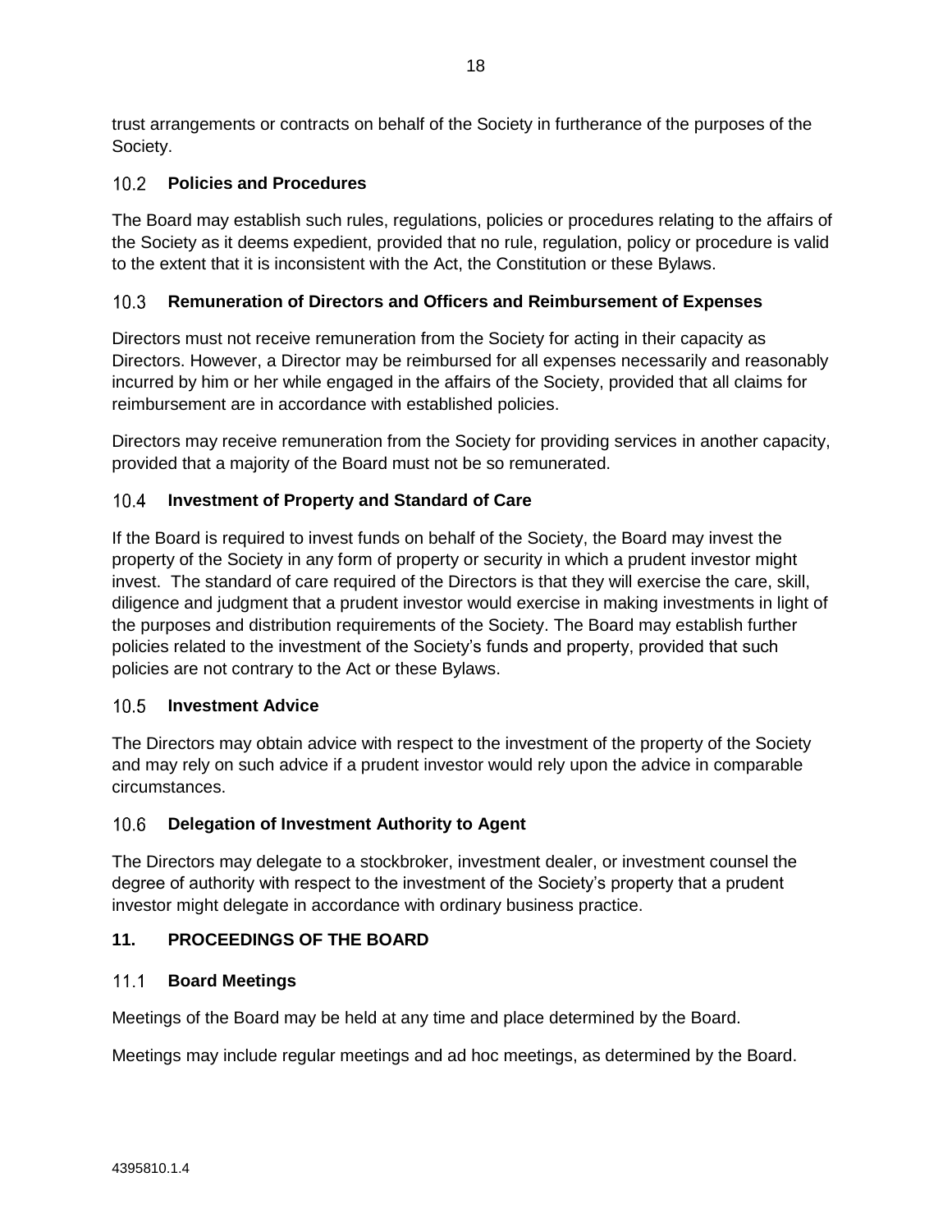trust arrangements or contracts on behalf of the Society in furtherance of the purposes of the Society.

### 10.2 Policies and Procedures

The Board may establish such rules, regulations, policies or procedures relating to the affairs of the Society as it deems expedient, provided that no rule, regulation, policy or procedure is valid to the extent that it is inconsistent with the Act, the Constitution or these Bylaws.

### 10.3 Remuneration of Directors and Officers and Reimbursement of Expenses

Directors must not receive remuneration from the Society for acting in their capacity as Directors. However, a Director may be reimbursed for all expenses necessarily and reasonably incurred by him or her while engaged in the affairs of the Society, provided that all claims for reimbursement are in accordance with established policies.

Directors may receive remuneration from the Society for providing services in another capacity, provided that a majority of the Board must not be so remunerated.

### 10.4 Investment of Property and Standard of Care

If the Board is required to invest funds on behalf of the Society, the Board may invest the property of the Society in any form of property or security in which a prudent investor might invest. The standard of care required of the Directors is that they will exercise the care, skill, diligence and judgment that a prudent investor would exercise in making investments in light of the purposes and distribution requirements of the Society. The Board may establish further policies related to the investment of the Society's funds and property, provided that such policies are not contrary to the Act or these Bylaws.

### 10.5 Investment Advice

The Directors may obtain advice with respect to the investment of the property of the Society and may rely on such advice if a prudent investor would rely upon the advice in comparable circumstances.

### 10.6 Delegation of Investment Authority to Agent

The Directors may delegate to a stockbroker, investment dealer, or investment counsel the degree of authority with respect to the investment of the Society's property that a prudent investor might delegate in accordance with ordinary business practice.

## 11. PROCEEDINGS OF THE BOARD

### 11.1 Board Meetings

Meetings of the Board may be held at any time and place determined by the Board.

Meetings may include regular meetings and ad hoc meetings, as determined by the Board.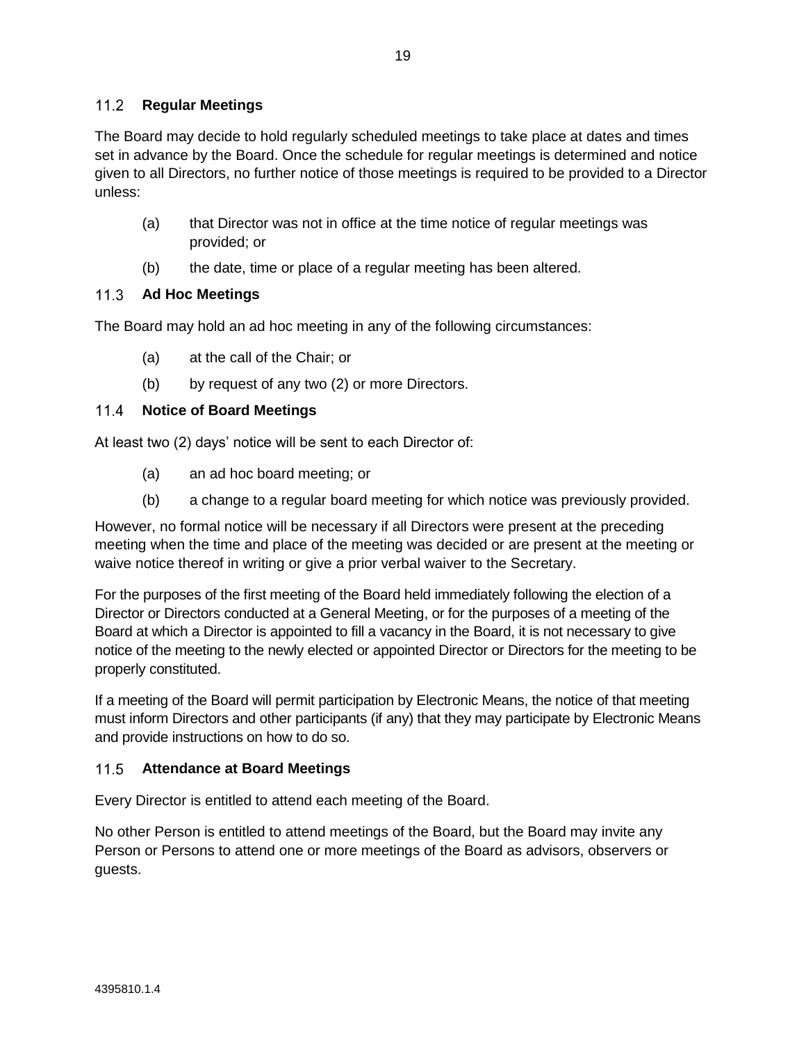### 11.2 Regular Meetings

The Board may decide to hold regularly scheduled meetings to take place at dates and times set in advance by the Board. Once the schedule for regular meetings is determined and notice given to all Directors, no further notice of those meetings is required to be provided to a Director unless:

(a) that Director was not in office at the time notice of regular meetings was provided; or

(b) the date, time or place of a regular meeting has been altered.

### 11.3 Ad Hoc Meetings

The Board may hold an ad hoc meeting in any of the following circumstances:

(a) at the call of the Chair; or

(b) by request of any two (2) or more Directors.

### 11.4 Notice of Board Meetings

At least two (2) days' notice will be sent to each Director of:

(a) an ad hoc board meeting; or

(b) a change to a regular board meeting for which notice was previously provided.

However, no formal notice will be necessary if all Directors were present at the preceding meeting when the time and place of the meeting was decided or are present at the meeting or waive notice thereof in writing or give a prior verbal waiver to the Secretary.

For the purposes of the first meeting of the Board held immediately following the election of a Director or Directors conducted at a General Meeting, or for the purposes of a meeting of the Board at which a Director is appointed to fill a vacancy in the Board, it is not necessary to give notice of the meeting to the newly elected or appointed Director or Directors for the meeting to be properly constituted.

If a meeting of the Board will permit participation by Electronic Means, the notice of that meeting must inform Directors and other participants (if any) that they may participate by Electronic Means and provide instructions on how to do so.

### 11.5 Attendance at Board Meetings

Every Director is entitled to attend each meeting of the Board.

No other Person is entitled to attend meetings of the Board, but the Board may invite any Person or Persons to attend one or more meetings of the Board as advisors, observers or guests.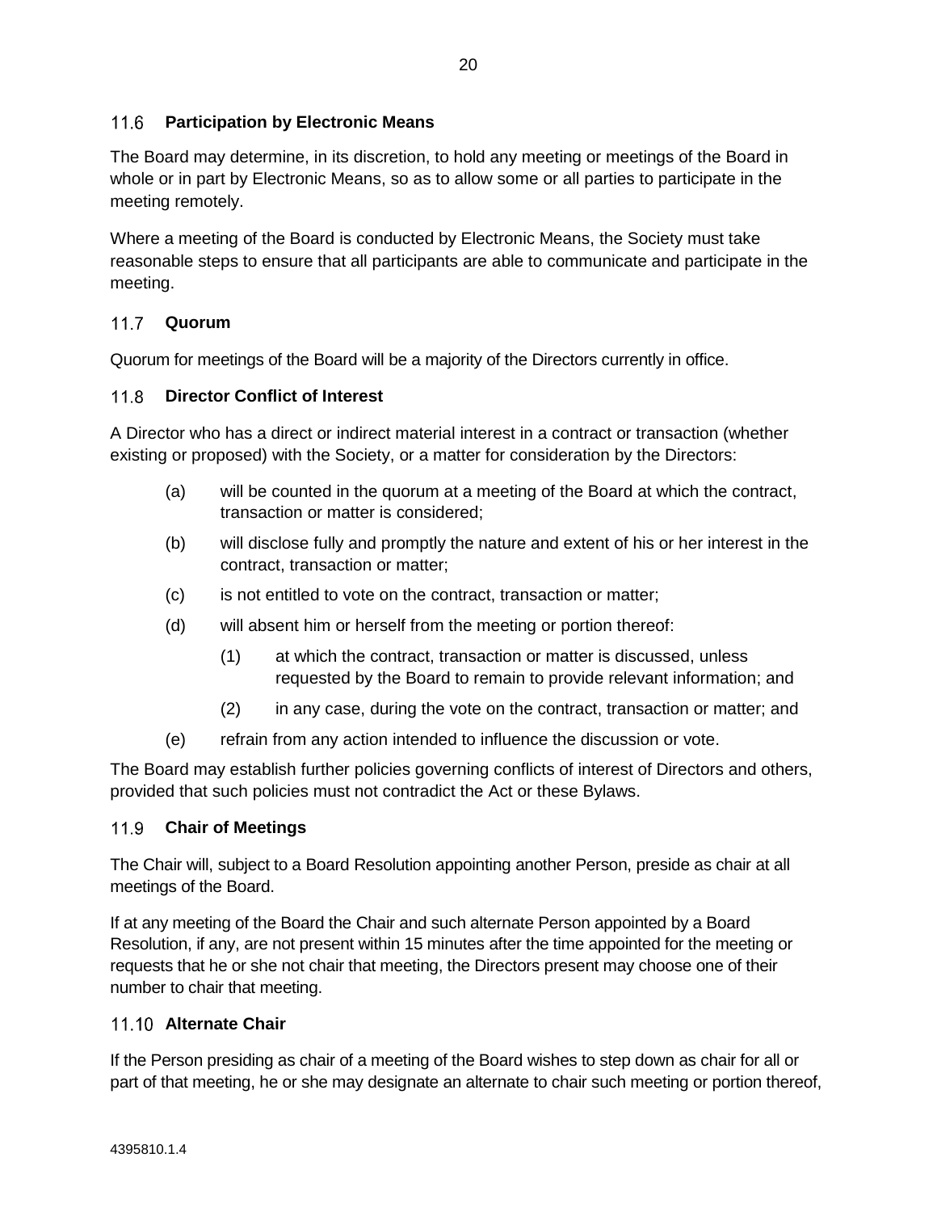### 11.6 Participation by Electronic Means

The Board may determine, in its discretion, to hold any meeting or meetings of the Board in whole or in part by Electronic Means, so as to allow some or all parties to participate in the meeting remotely.

Where a meeting of the Board is conducted by Electronic Means, the Society must take reasonable steps to ensure that all participants are able to communicate and participate in the meeting.

### 11.7 Quorum

Quorum for meetings of the Board will be a majority of the Directors currently in office.

### 11.8 Director Conflict of Interest

A Director who has a direct or indirect material interest in a contract or transaction (whether existing or proposed) with the Society, or a matter for consideration by the Directors:

- (a) will be counted in the quorum at a meeting of the Board at which the contract, transaction or matter is considered;
- (b) will disclose fully and promptly the nature and extent of his or her interest in the contract, transaction or matter;
- (c) is not entitled to vote on the contract, transaction or matter;
- (d) will absent him or herself from the meeting or portion thereof:
  - (1) at which the contract, transaction or matter is discussed, unless requested by the Board to remain to provide relevant information; and
  - (2) in any case, during the vote on the contract, transaction or matter; and
- (e) refrain from any action intended to influence the discussion or vote.

The Board may establish further policies governing conflicts of interest of Directors and others, provided that such policies must not contradict the Act or these Bylaws.

### 11.9 Chair of Meetings

The Chair will, subject to a Board Resolution appointing another Person, preside as chair at all meetings of the Board.

If at any meeting of the Board the Chair and such alternate Person appointed by a Board Resolution, if any, are not present within 15 minutes after the time appointed for the meeting or requests that he or she not chair that meeting, the Directors present may choose one of their number to chair that meeting.

### 11.10 Alternate Chair

If the Person presiding as chair of a meeting of the Board wishes to step down as chair for all or part of that meeting, he or she may designate an alternate to chair such meeting or portion thereof,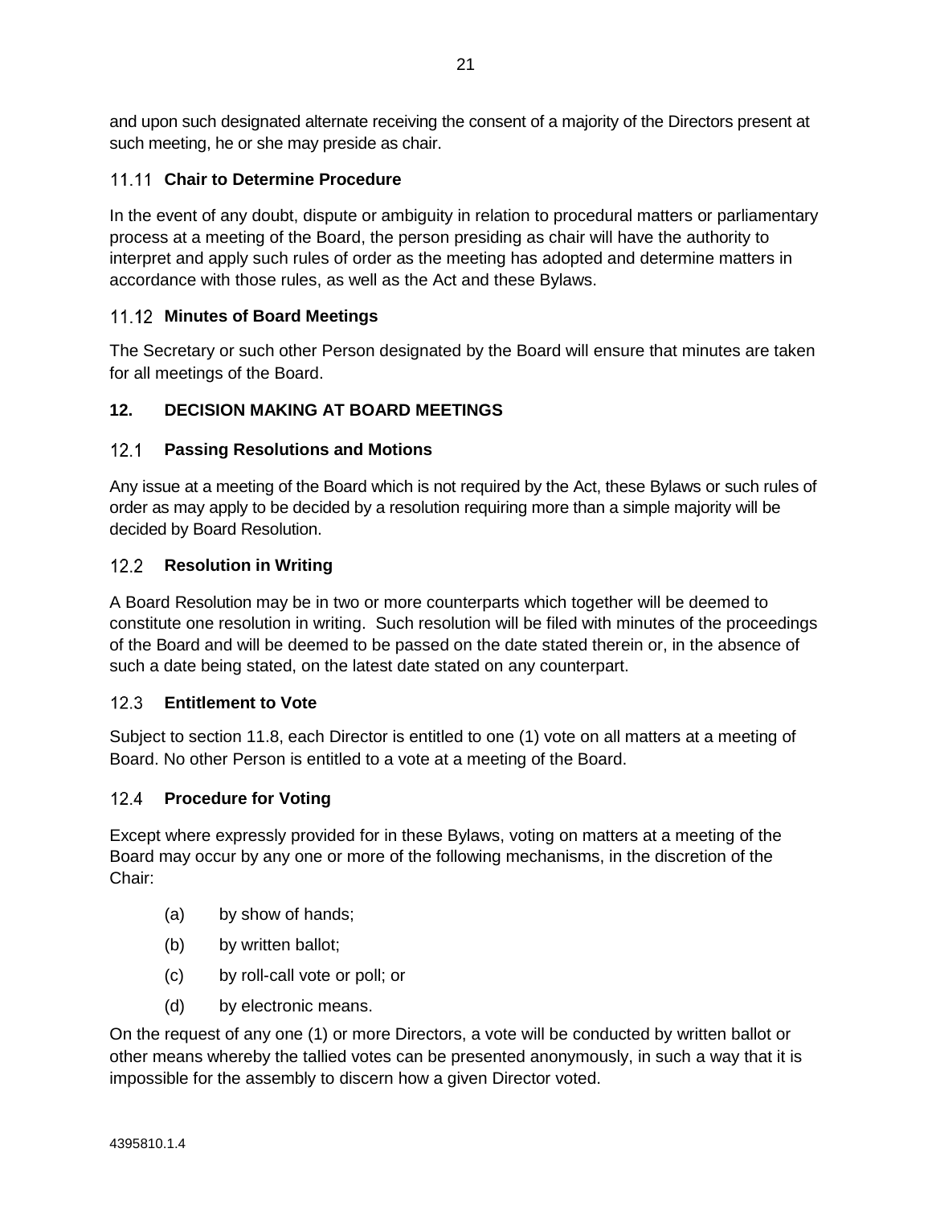and upon such designated alternate receiving the consent of a majority of the Directors present at such meeting, he or she may preside as chair.

### 11.11 Chair to Determine Procedure

In the event of any doubt, dispute or ambiguity in relation to procedural matters or parliamentary process at a meeting of the Board, the person presiding as chair will have the authority to interpret and apply such rules of order as the meeting has adopted and determine matters in accordance with those rules, as well as the Act and these Bylaws.

### 11.12 Minutes of Board Meetings

The Secretary or such other Person designated by the Board will ensure that minutes are taken for all meetings of the Board.

## 12. DECISION MAKING AT BOARD MEETINGS

### 12.1 Passing Resolutions and Motions

Any issue at a meeting of the Board which is not required by the Act, these Bylaws or such rules of order as may apply to be decided by a resolution requiring more than a simple majority will be decided by Board Resolution.

### 12.2 Resolution in Writing

A Board Resolution may be in two or more counterparts which together will be deemed to constitute one resolution in writing. Such resolution will be filed with minutes of the proceedings of the Board and will be deemed to be passed on the date stated therein or, in the absence of such a date being stated, on the latest date stated on any counterpart.

### 12.3 Entitlement to Vote

Subject to section 11.8, each Director is entitled to one (1) vote on all matters at a meeting of Board. No other Person is entitled to a vote at a meeting of the Board.

### 12.4 Procedure for Voting

Except where expressly provided for in these Bylaws, voting on matters at a meeting of the Board may occur by any one or more of the following mechanisms, in the discretion of the Chair:

(a) by show of hands;

(b) by written ballot;

(c) by roll-call vote or poll; or

(d) by electronic means.

On the request of any one (1) or more Directors, a vote will be conducted by written ballot or other means whereby the tallied votes can be presented anonymously, in such a way that it is impossible for the assembly to discern how a given Director voted.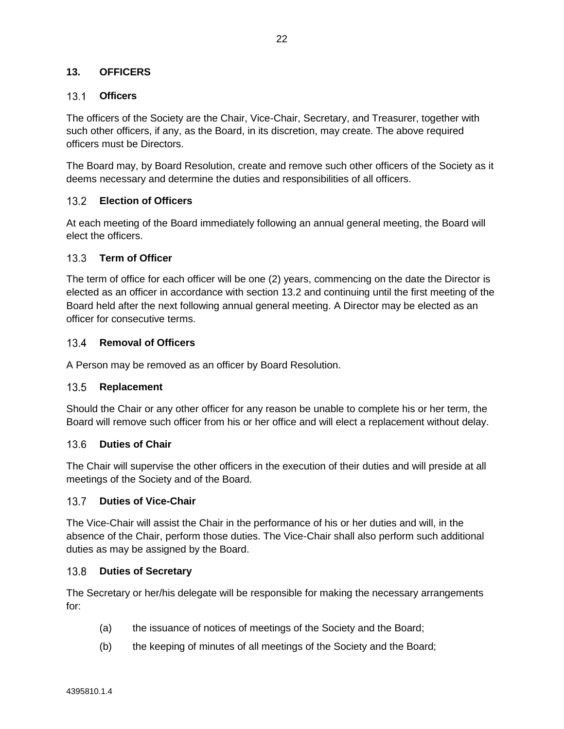## 13. OFFICERS

### 13.1 Officers

The officers of the Society are the Chair, Vice-Chair, Secretary, and Treasurer, together with such other officers, if any, as the Board, in its discretion, may create. The above required officers must be Directors.

The Board may, by Board Resolution, create and remove such other officers of the Society as it deems necessary and determine the duties and responsibilities of all officers.

### 13.2 Election of Officers

At each meeting of the Board immediately following an annual general meeting, the Board will elect the officers.

### 13.3 Term of Officer

The term of office for each officer will be one (2) years, commencing on the date the Director is elected as an officer in accordance with section 13.2 and continuing until the first meeting of the Board held after the next following annual general meeting. A Director may be elected as an officer for consecutive terms.

### 13.4 Removal of Officers

A Person may be removed as an officer by Board Resolution.

### 13.5 Replacement

Should the Chair or any other officer for any reason be unable to complete his or her term, the Board will remove such officer from his or her office and will elect a replacement without delay.

### 13.6 Duties of Chair

The Chair will supervise the other officers in the execution of their duties and will preside at all meetings of the Society and of the Board.

### 13.7 Duties of Vice-Chair

The Vice-Chair will assist the Chair in the performance of his or her duties and will, in the absence of the Chair, perform those duties. The Vice-Chair shall also perform such additional duties as may be assigned by the Board.

### 13.8 Duties of Secretary

The Secretary or her/his delegate will be responsible for making the necessary arrangements for:

(a) the issuance of notices of meetings of the Society and the Board;

(b) the keeping of minutes of all meetings of the Society and the Board;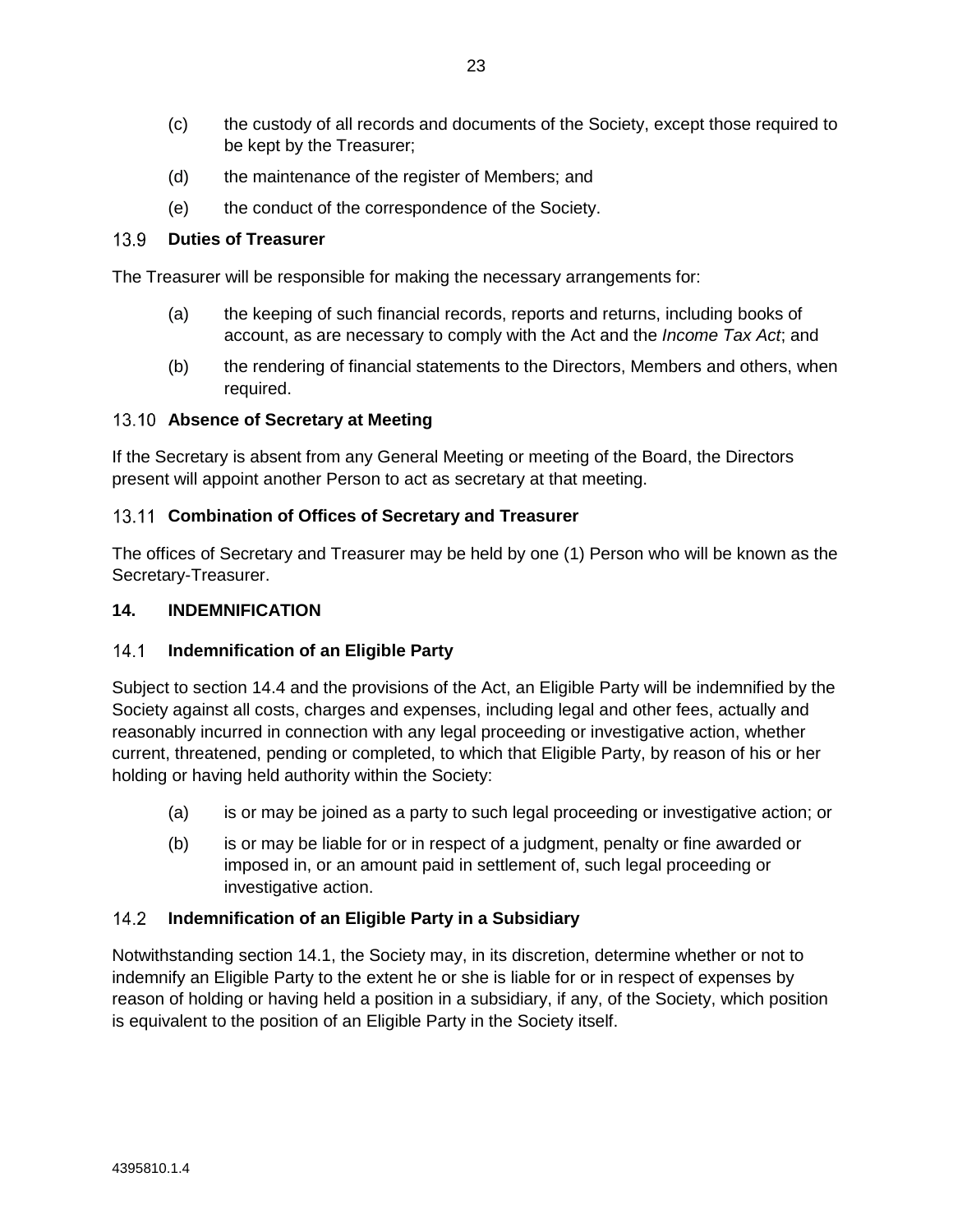(c) the custody of all records and documents of the Society, except those required to be kept by the Treasurer;

(d) the maintenance of the register of Members; and

(e) the conduct of the correspondence of the Society.

### 13.9 Duties of Treasurer

The Treasurer will be responsible for making the necessary arrangements for:

(a) the keeping of such financial records, reports and returns, including books of account, as are necessary to comply with the Act and the *Income Tax Act*; and

(b) the rendering of financial statements to the Directors, Members and others, when required.

### 13.10 Absence of Secretary at Meeting

If the Secretary is absent from any General Meeting or meeting of the Board, the Directors present will appoint another Person to act as secretary at that meeting.

### 13.11 Combination of Offices of Secretary and Treasurer

The offices of Secretary and Treasurer may be held by one (1) Person who will be known as the Secretary-Treasurer.

## 14. INDEMNIFICATION

### 14.1 Indemnification of an Eligible Party

Subject to section 14.4 and the provisions of the Act, an Eligible Party will be indemnified by the Society against all costs, charges and expenses, including legal and other fees, actually and reasonably incurred in connection with any legal proceeding or investigative action, whether current, threatened, pending or completed, to which that Eligible Party, by reason of his or her holding or having held authority within the Society:

(a) is or may be joined as a party to such legal proceeding or investigative action; or

(b) is or may be liable for or in respect of a judgment, penalty or fine awarded or imposed in, or an amount paid in settlement of, such legal proceeding or investigative action.

### 14.2 Indemnification of an Eligible Party in a Subsidiary

Notwithstanding section 14.1, the Society may, in its discretion, determine whether or not to indemnify an Eligible Party to the extent he or she is liable for or in respect of expenses by reason of holding or having held a position in a subsidiary, if any, of the Society, which position is equivalent to the position of an Eligible Party in the Society itself.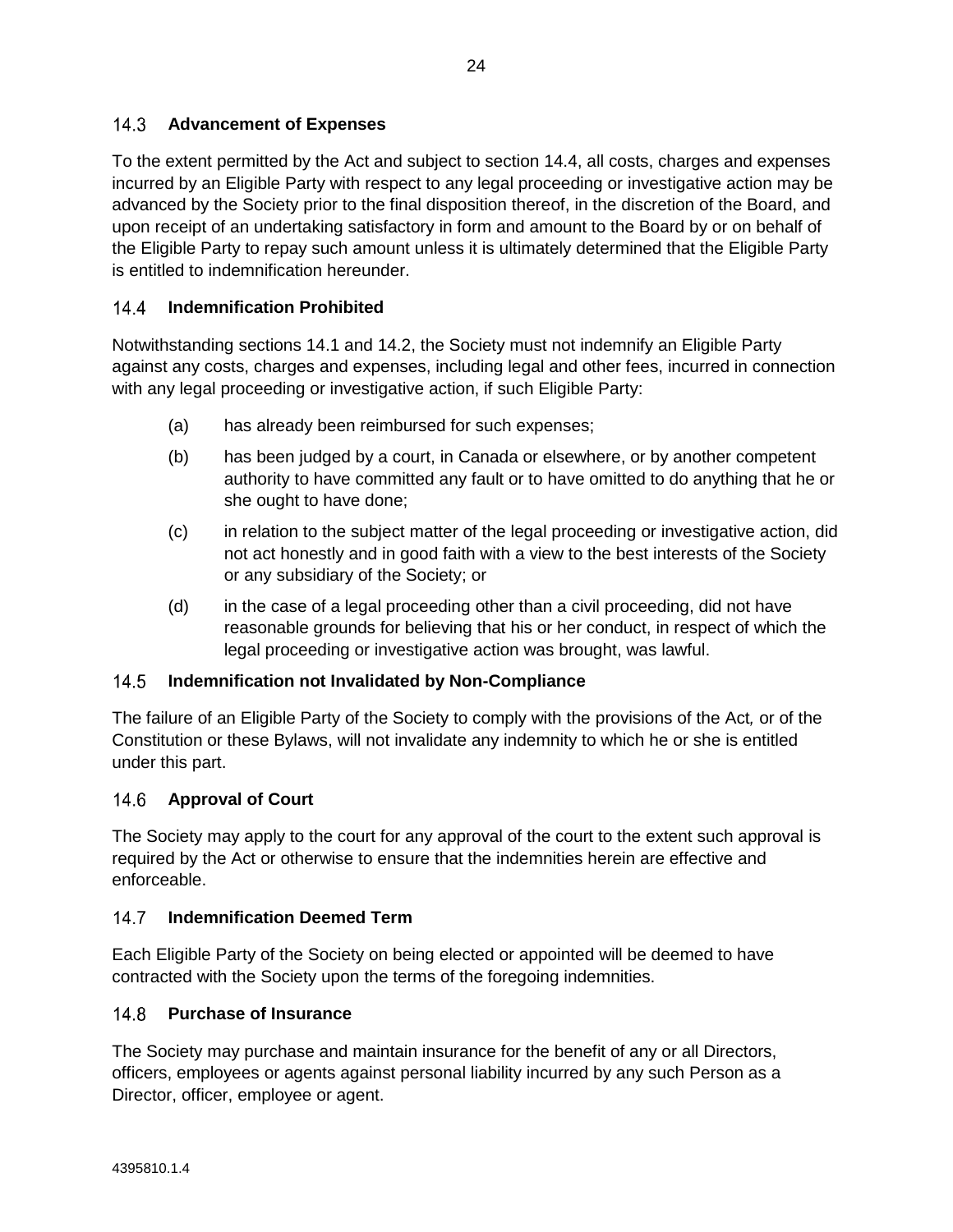### 14.3 Advancement of Expenses

To the extent permitted by the Act and subject to section 14.4, all costs, charges and expenses incurred by an Eligible Party with respect to any legal proceeding or investigative action may be advanced by the Society prior to the final disposition thereof, in the discretion of the Board, and upon receipt of an undertaking satisfactory in form and amount to the Board by or on behalf of the Eligible Party to repay such amount unless it is ultimately determined that the Eligible Party is entitled to indemnification hereunder.

### 14.4 Indemnification Prohibited

Notwithstanding sections 14.1 and 14.2, the Society must not indemnify an Eligible Party against any costs, charges and expenses, including legal and other fees, incurred in connection with any legal proceeding or investigative action, if such Eligible Party:

(a) has already been reimbursed for such expenses;

(b) has been judged by a court, in Canada or elsewhere, or by another competent authority to have committed any fault or to have omitted to do anything that he or she ought to have done;

(c) in relation to the subject matter of the legal proceeding or investigative action, did not act honestly and in good faith with a view to the best interests of the Society or any subsidiary of the Society; or

(d) in the case of a legal proceeding other than a civil proceeding, did not have reasonable grounds for believing that his or her conduct, in respect of which the legal proceeding or investigative action was brought, was lawful.

### 14.5 Indemnification not Invalidated by Non-Compliance

The failure of an Eligible Party of the Society to comply with the provisions of the Act*,* or of the Constitution or these Bylaws, will not invalidate any indemnity to which he or she is entitled under this part.

### 14.6 Approval of Court

The Society may apply to the court for any approval of the court to the extent such approval is required by the Act or otherwise to ensure that the indemnities herein are effective and enforceable.

### 14.7 Indemnification Deemed Term

Each Eligible Party of the Society on being elected or appointed will be deemed to have contracted with the Society upon the terms of the foregoing indemnities.

### 14.8 Purchase of Insurance

The Society may purchase and maintain insurance for the benefit of any or all Directors, officers, employees or agents against personal liability incurred by any such Person as a Director, officer, employee or agent.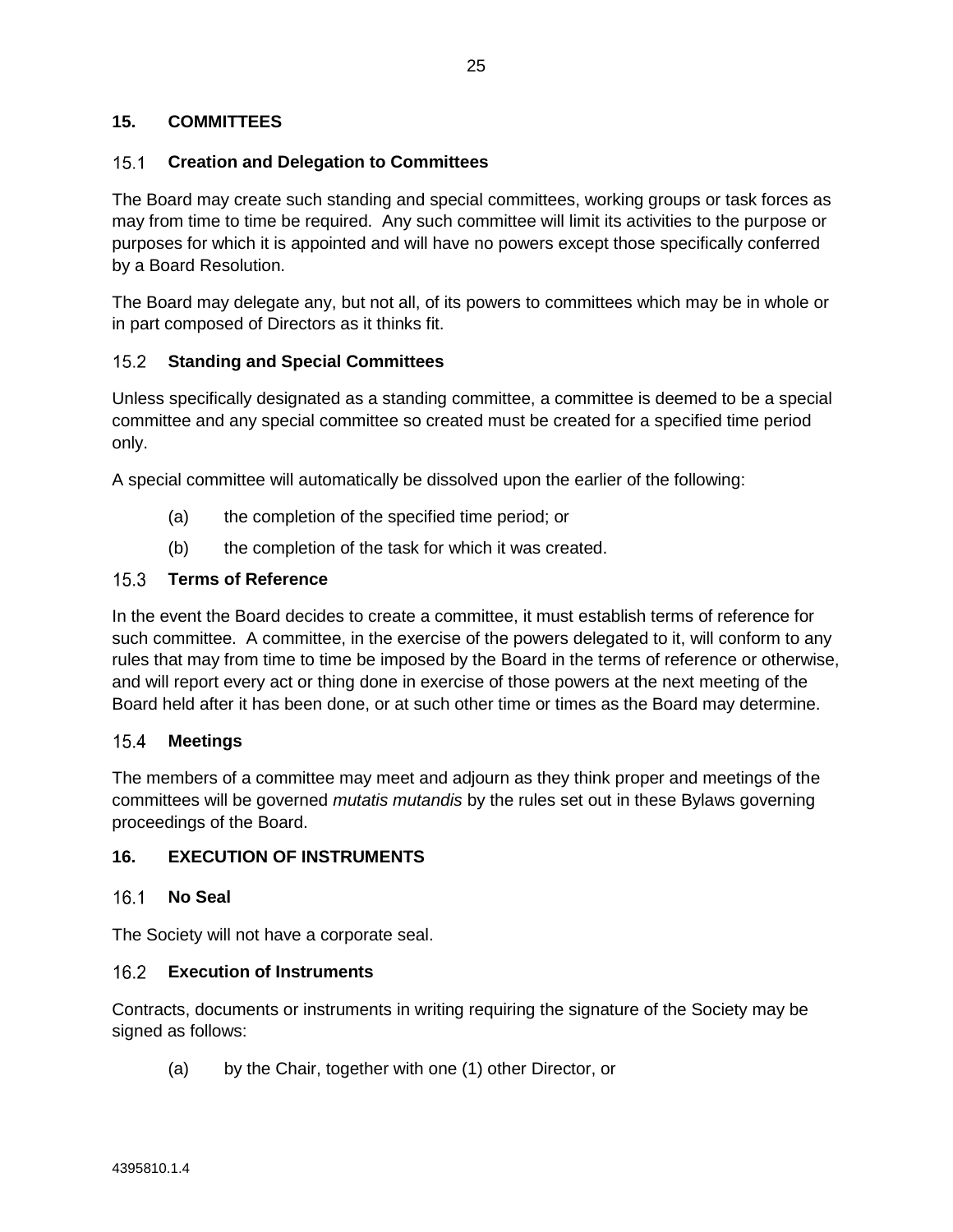## 15. COMMITTEES

### 15.1 Creation and Delegation to Committees

The Board may create such standing and special committees, working groups or task forces as may from time to time be required. Any such committee will limit its activities to the purpose or purposes for which it is appointed and will have no powers except those specifically conferred by a Board Resolution.

The Board may delegate any, but not all, of its powers to committees which may be in whole or in part composed of Directors as it thinks fit.

### 15.2 Standing and Special Committees

Unless specifically designated as a standing committee, a committee is deemed to be a special committee and any special committee so created must be created for a specified time period only.

A special committee will automatically be dissolved upon the earlier of the following:

(a) the completion of the specified time period; or

(b) the completion of the task for which it was created.

### 15.3 Terms of Reference

In the event the Board decides to create a committee, it must establish terms of reference for such committee. A committee, in the exercise of the powers delegated to it, will conform to any rules that may from time to time be imposed by the Board in the terms of reference or otherwise, and will report every act or thing done in exercise of those powers at the next meeting of the Board held after it has been done, or at such other time or times as the Board may determine.

### 15.4 Meetings

The members of a committee may meet and adjourn as they think proper and meetings of the committees will be governed *mutatis mutandis* by the rules set out in these Bylaws governing proceedings of the Board.

## 16. EXECUTION OF INSTRUMENTS

### 16.1 No Seal

The Society will not have a corporate seal.

### 16.2 Execution of Instruments

Contracts, documents or instruments in writing requiring the signature of the Society may be signed as follows:

(a) by the Chair, together with one (1) other Director, or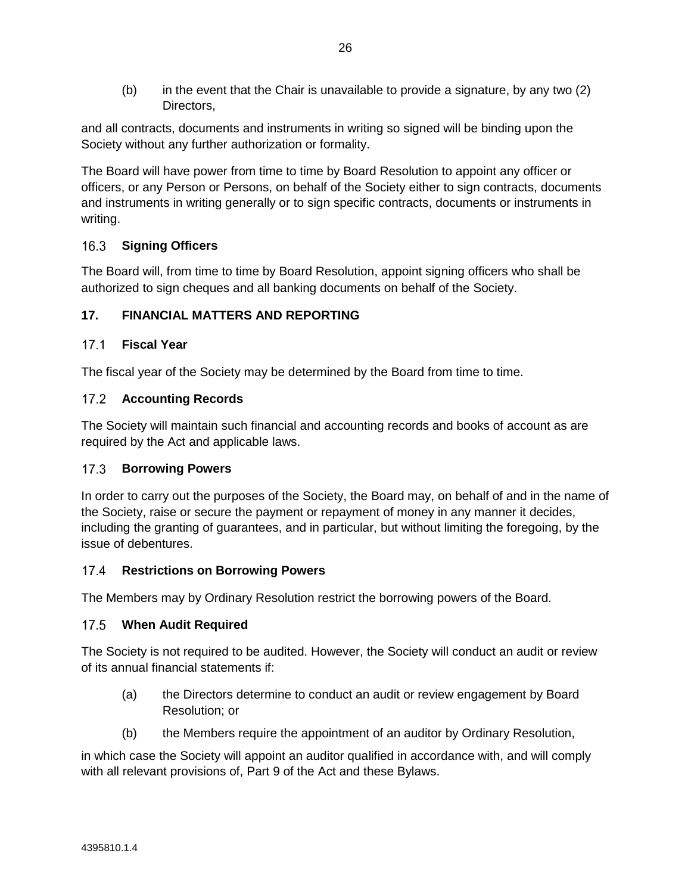(b) in the event that the Chair is unavailable to provide a signature, by any two (2) Directors,

and all contracts, documents and instruments in writing so signed will be binding upon the Society without any further authorization or formality.

The Board will have power from time to time by Board Resolution to appoint any officer or officers, or any Person or Persons, on behalf of the Society either to sign contracts, documents and instruments in writing generally or to sign specific contracts, documents or instruments in writing.

### 16.3 Signing Officers

The Board will, from time to time by Board Resolution, appoint signing officers who shall be authorized to sign cheques and all banking documents on behalf of the Society.

## 17. FINANCIAL MATTERS AND REPORTING

### 17.1 Fiscal Year

The fiscal year of the Society may be determined by the Board from time to time.

### 17.2 Accounting Records

The Society will maintain such financial and accounting records and books of account as are required by the Act and applicable laws.

### 17.3 Borrowing Powers

In order to carry out the purposes of the Society, the Board may, on behalf of and in the name of the Society, raise or secure the payment or repayment of money in any manner it decides, including the granting of guarantees, and in particular, but without limiting the foregoing, by the issue of debentures.

### 17.4 Restrictions on Borrowing Powers

The Members may by Ordinary Resolution restrict the borrowing powers of the Board.

### 17.5 When Audit Required

The Society is not required to be audited. However, the Society will conduct an audit or review of its annual financial statements if:

(a) the Directors determine to conduct an audit or review engagement by Board Resolution; or

(b) the Members require the appointment of an auditor by Ordinary Resolution,

in which case the Society will appoint an auditor qualified in accordance with, and will comply with all relevant provisions of, Part 9 of the Act and these Bylaws.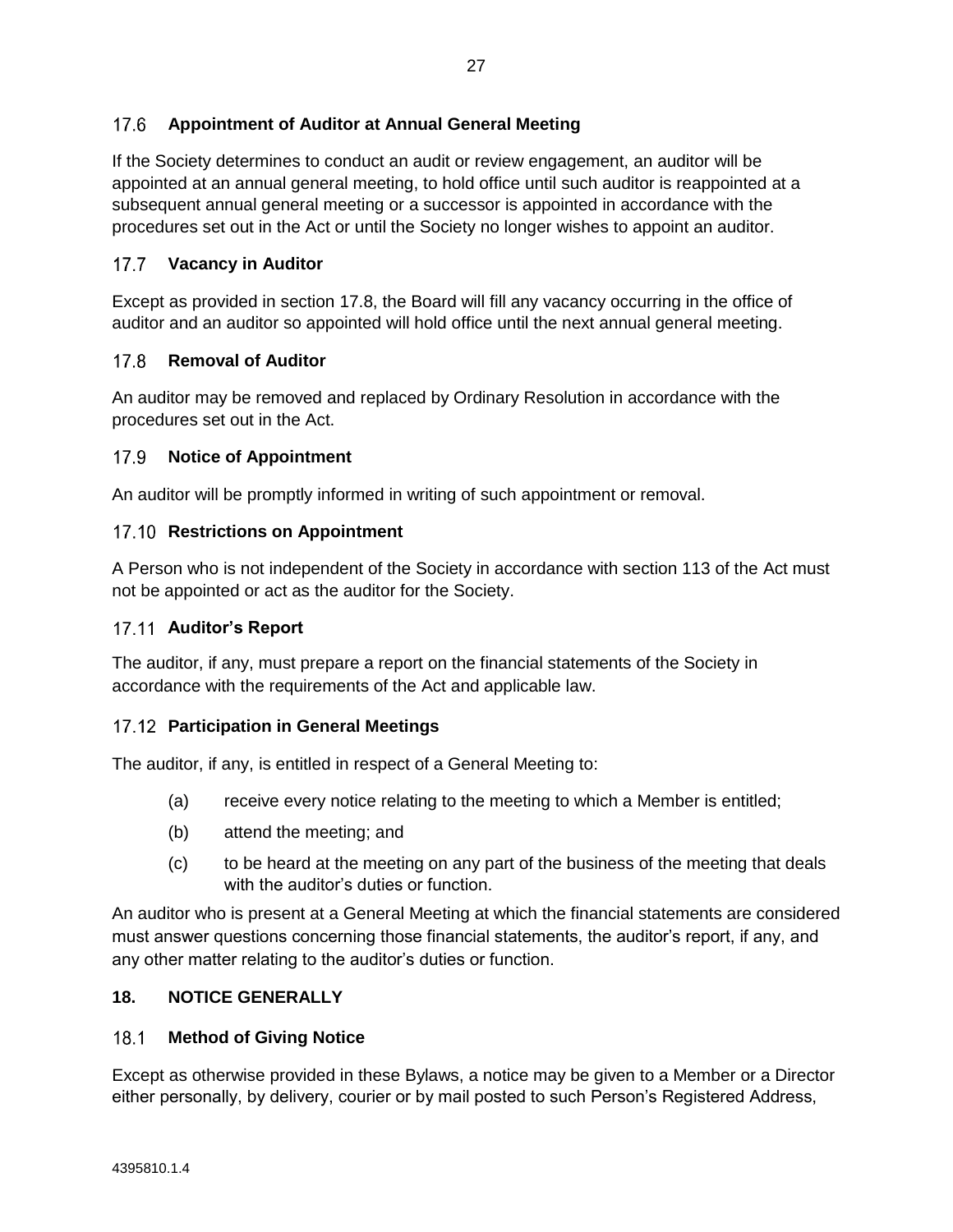### 17.6 Appointment of Auditor at Annual General Meeting

If the Society determines to conduct an audit or review engagement, an auditor will be appointed at an annual general meeting, to hold office until such auditor is reappointed at a subsequent annual general meeting or a successor is appointed in accordance with the procedures set out in the Act or until the Society no longer wishes to appoint an auditor.

### 17.7 Vacancy in Auditor

Except as provided in section 17.8, the Board will fill any vacancy occurring in the office of auditor and an auditor so appointed will hold office until the next annual general meeting.

### 17.8 Removal of Auditor

An auditor may be removed and replaced by Ordinary Resolution in accordance with the procedures set out in the Act.

### 17.9 Notice of Appointment

An auditor will be promptly informed in writing of such appointment or removal.

### 17.10 Restrictions on Appointment

A Person who is not independent of the Society in accordance with section 113 of the Act must not be appointed or act as the auditor for the Society.

### 17.11 Auditor's Report

The auditor, if any, must prepare a report on the financial statements of the Society in accordance with the requirements of the Act and applicable law.

### 17.12 Participation in General Meetings

The auditor, if any, is entitled in respect of a General Meeting to:

(a) receive every notice relating to the meeting to which a Member is entitled;

(b) attend the meeting; and

(c) to be heard at the meeting on any part of the business of the meeting that deals with the auditor's duties or function.

An auditor who is present at a General Meeting at which the financial statements are considered must answer questions concerning those financial statements, the auditor's report, if any, and any other matter relating to the auditor's duties or function.

## 18. NOTICE GENERALLY

### 18.1 Method of Giving Notice

Except as otherwise provided in these Bylaws, a notice may be given to a Member or a Director either personally, by delivery, courier or by mail posted to such Person's Registered Address,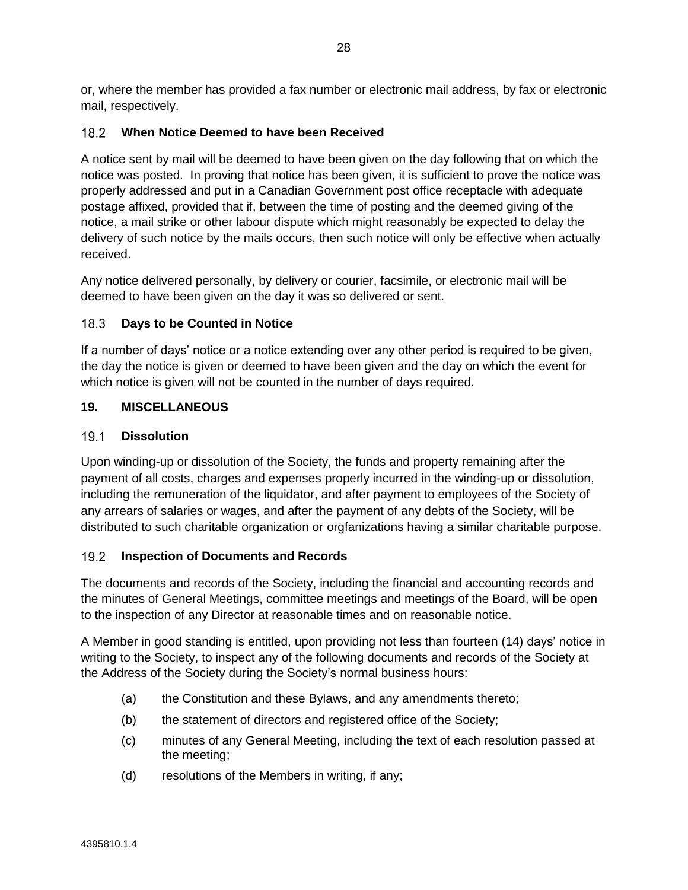or, where the member has provided a fax number or electronic mail address, by fax or electronic mail, respectively.

### 18.2 When Notice Deemed to have been Received

A notice sent by mail will be deemed to have been given on the day following that on which the notice was posted. In proving that notice has been given, it is sufficient to prove the notice was properly addressed and put in a Canadian Government post office receptacle with adequate postage affixed, provided that if, between the time of posting and the deemed giving of the notice, a mail strike or other labour dispute which might reasonably be expected to delay the delivery of such notice by the mails occurs, then such notice will only be effective when actually received.

Any notice delivered personally, by delivery or courier, facsimile, or electronic mail will be deemed to have been given on the day it was so delivered or sent.

### 18.3 Days to be Counted in Notice

If a number of days' notice or a notice extending over any other period is required to be given, the day the notice is given or deemed to have been given and the day on which the event for which notice is given will not be counted in the number of days required.

## 19. MISCELLANEOUS

### 19.1 Dissolution

Upon winding-up or dissolution of the Society, the funds and property remaining after the payment of all costs, charges and expenses properly incurred in the winding-up or dissolution, including the remuneration of the liquidator, and after payment to employees of the Society of any arrears of salaries or wages, and after the payment of any debts of the Society, will be distributed to such charitable organization or orgfanizations having a similar charitable purpose.

### 19.2 Inspection of Documents and Records

The documents and records of the Society, including the financial and accounting records and the minutes of General Meetings, committee meetings and meetings of the Board, will be open to the inspection of any Director at reasonable times and on reasonable notice.

A Member in good standing is entitled, upon providing not less than fourteen (14) days' notice in writing to the Society, to inspect any of the following documents and records of the Society at the Address of the Society during the Society's normal business hours:

- (a) the Constitution and these Bylaws, and any amendments thereto;
- (b) the statement of directors and registered office of the Society;
- (c) minutes of any General Meeting, including the text of each resolution passed at the meeting;
- (d) resolutions of the Members in writing, if any;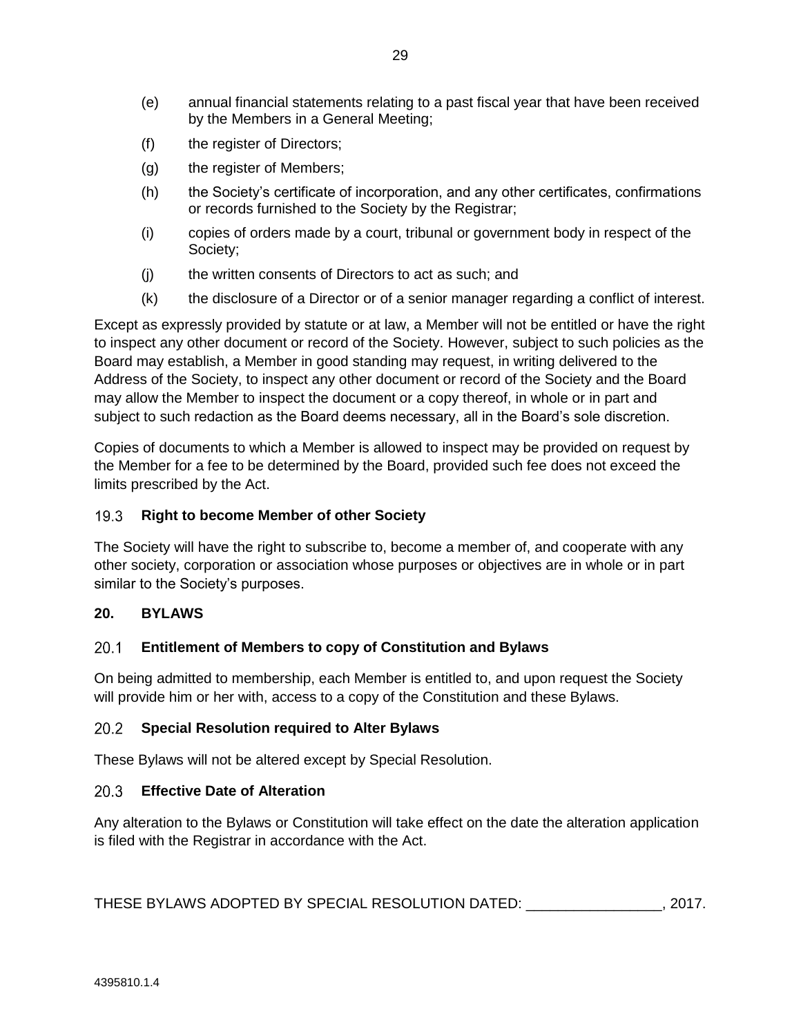(e) annual financial statements relating to a past fiscal year that have been received by the Members in a General Meeting;

(f) the register of Directors;

(g) the register of Members;

(h) the Society's certificate of incorporation, and any other certificates, confirmations or records furnished to the Society by the Registrar;

(i) copies of orders made by a court, tribunal or government body in respect of the Society;

(j) the written consents of Directors to act as such; and

(k) the disclosure of a Director or of a senior manager regarding a conflict of interest.

Except as expressly provided by statute or at law, a Member will not be entitled or have the right to inspect any other document or record of the Society. However, subject to such policies as the Board may establish, a Member in good standing may request, in writing delivered to the Address of the Society, to inspect any other document or record of the Society and the Board may allow the Member to inspect the document or a copy thereof, in whole or in part and subject to such redaction as the Board deems necessary, all in the Board's sole discretion.

Copies of documents to which a Member is allowed to inspect may be provided on request by the Member for a fee to be determined by the Board, provided such fee does not exceed the limits prescribed by the Act.

### 19.3 Right to become Member of other Society

The Society will have the right to subscribe to, become a member of, and cooperate with any other society, corporation or association whose purposes or objectives are in whole or in part similar to the Society's purposes.

## 20. BYLAWS

### 20.1 Entitlement of Members to copy of Constitution and Bylaws

On being admitted to membership, each Member is entitled to, and upon request the Society will provide him or her with, access to a copy of the Constitution and these Bylaws.

### 20.2 Special Resolution required to Alter Bylaws

These Bylaws will not be altered except by Special Resolution.

### 20.3 Effective Date of Alteration

Any alteration to the Bylaws or Constitution will take effect on the date the alteration application is filed with the Registrar in accordance with the Act.

THESE BYLAWS ADOPTED BY SPECIAL RESOLUTION DATED: ________________, 2017.

4395810.1.4